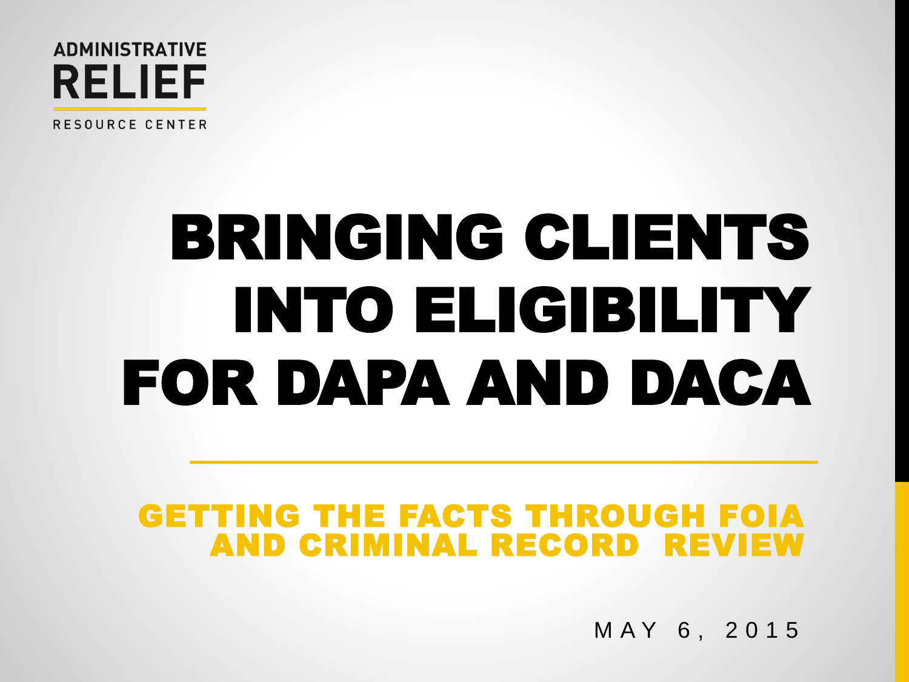ADMINISTRATIVE
RELIEF
RESOURCE CENTER

# BRINGING CLIENTS INTO ELIGIBILITY FOR DAPA AND DACA

## GETTING THE FACTS THROUGH FOIA AND CRIMINAL RECORD REVIEW

MAY 6, 2015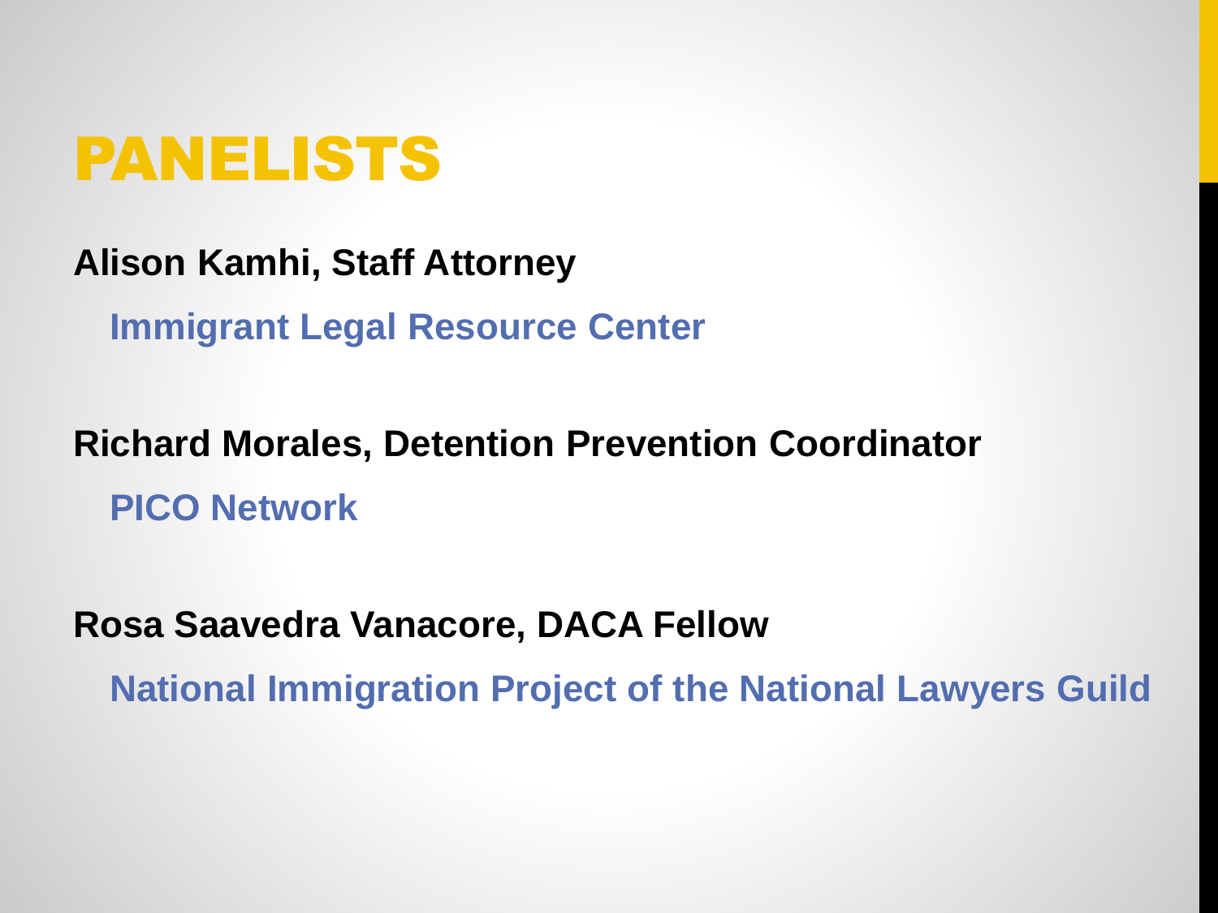# PANELISTS

**Alison Kamhi, Staff Attorney**

**Immigrant Legal Resource Center**

**Richard Morales, Detention Prevention Coordinator**

**PICO Network**

**Rosa Saavedra Vanacore, DACA Fellow**

**National Immigration Project of the National Lawyers Guild**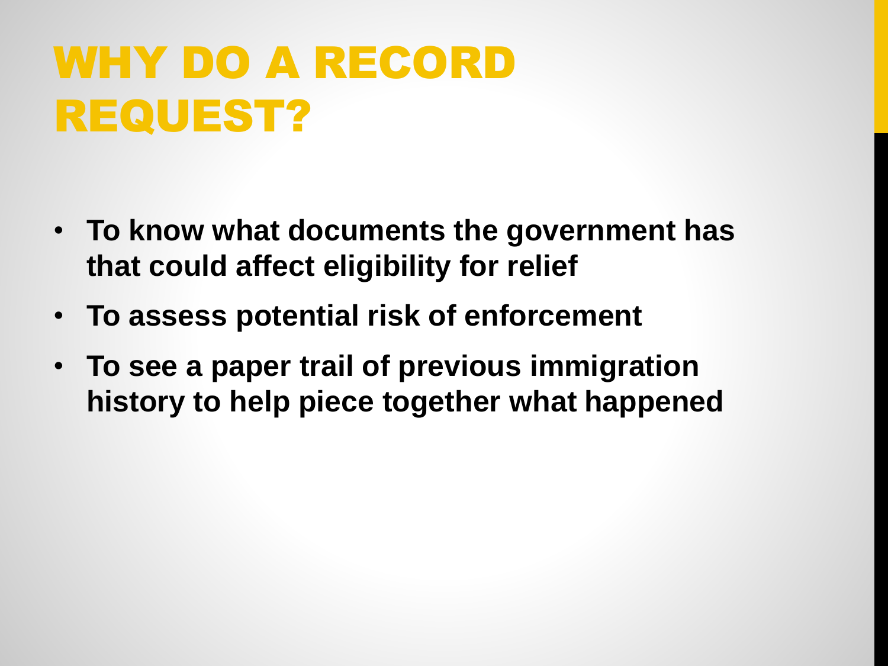# WHY DO A RECORD REQUEST?

- **To know what documents the government has that could affect eligibility for relief**
- **To assess potential risk of enforcement**
- **To see a paper trail of previous immigration history to help piece together what happened**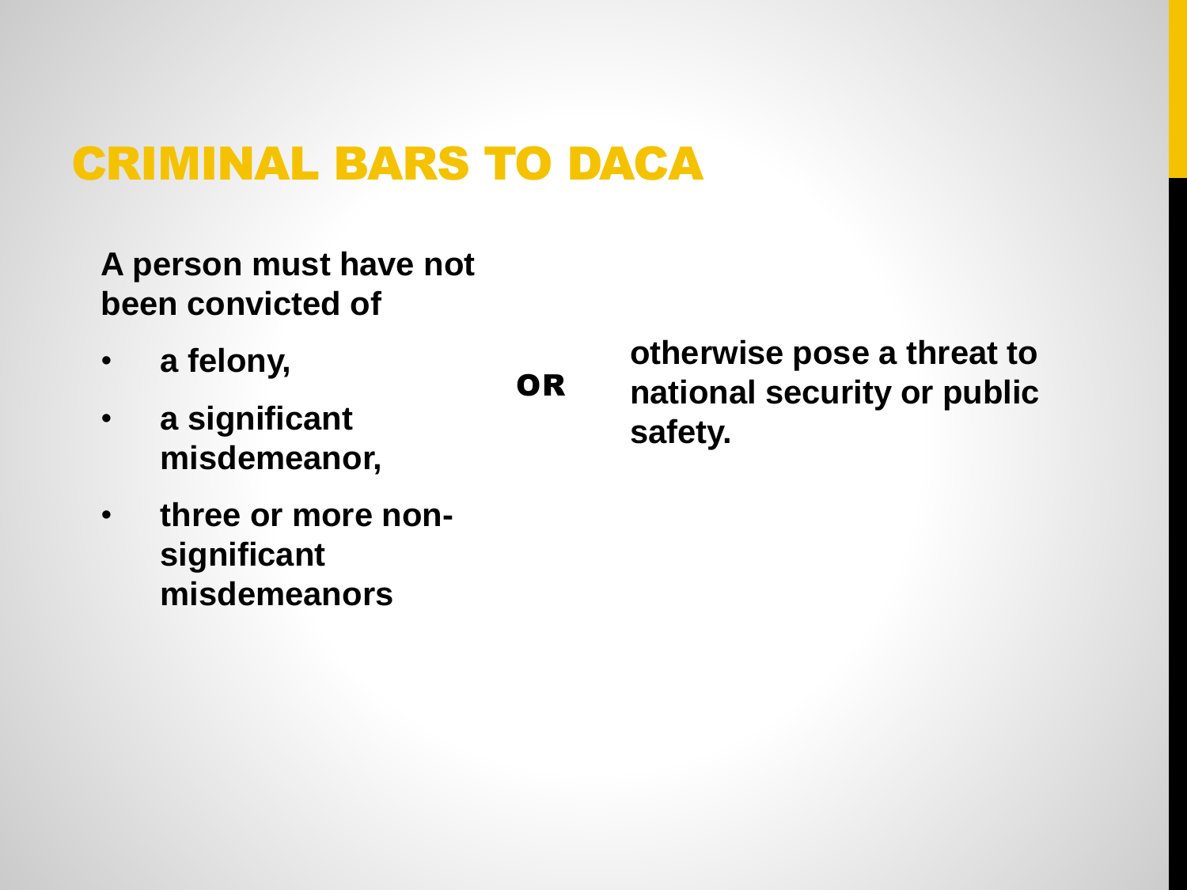# CRIMINAL BARS TO DACA

**A person must have not been convicted of**

- **a felony,**
- **a significant misdemeanor,**
- **three or more non-significant misdemeanors**

**OR**

**otherwise pose a threat to national security or public safety.**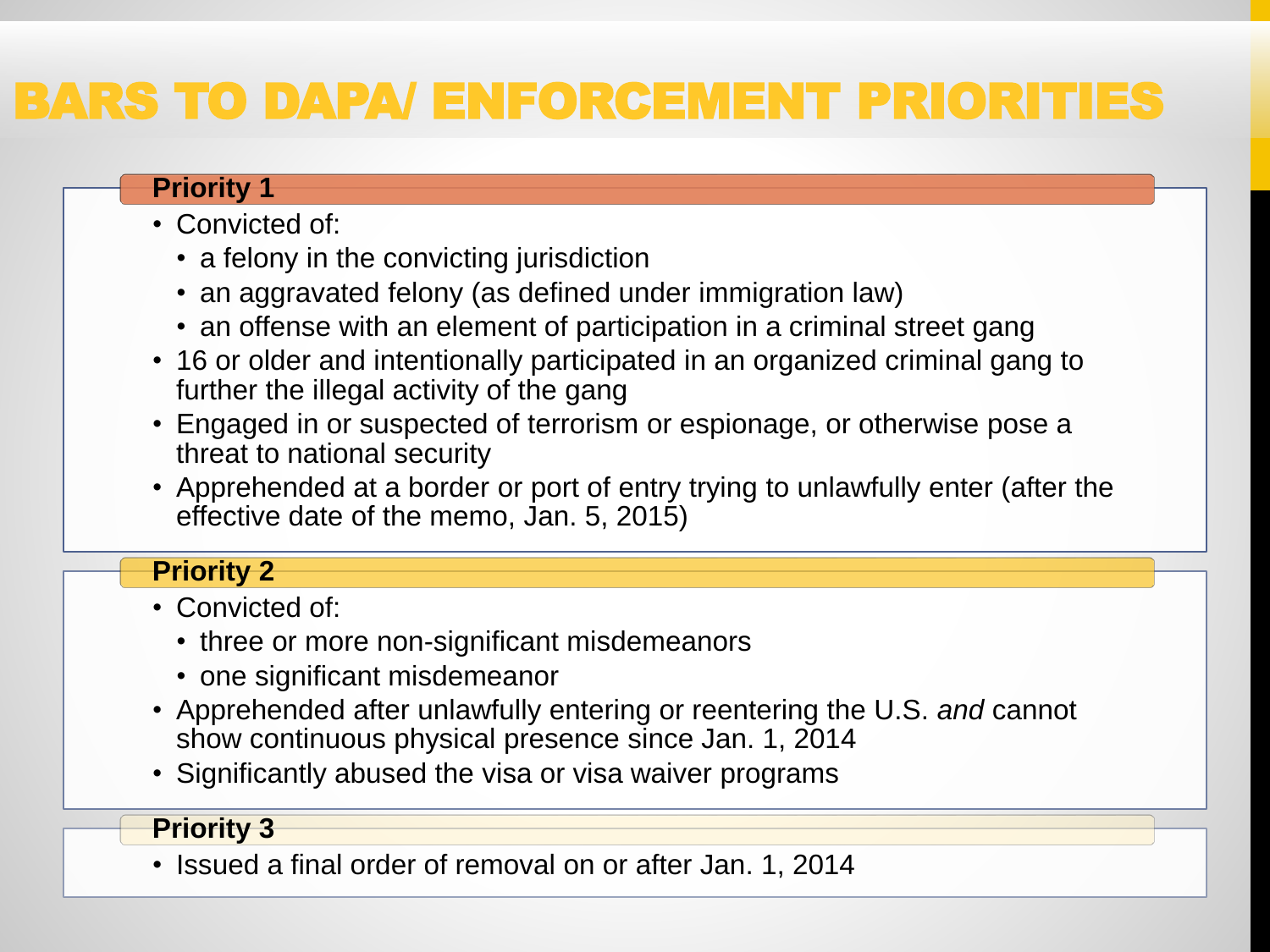# BARS TO DAPA/ ENFORCEMENT PRIORITIES

## Priority 1

- Convicted of:
  - a felony in the convicting jurisdiction
  - an aggravated felony (as defined under immigration law)
  - an offense with an element of participation in a criminal street gang
- 16 or older and intentionally participated in an organized criminal gang to further the illegal activity of the gang
- Engaged in or suspected of terrorism or espionage, or otherwise pose a threat to national security
- Apprehended at a border or port of entry trying to unlawfully enter (after the effective date of the memo, Jan. 5, 2015)

## Priority 2

- Convicted of:
  - three or more non-significant misdemeanors
  - one significant misdemeanor
- Apprehended after unlawfully entering or reentering the U.S. *and* cannot show continuous physical presence since Jan. 1, 2014
- Significantly abused the visa or visa waiver programs

## Priority 3

- Issued a final order of removal on or after Jan. 1, 2014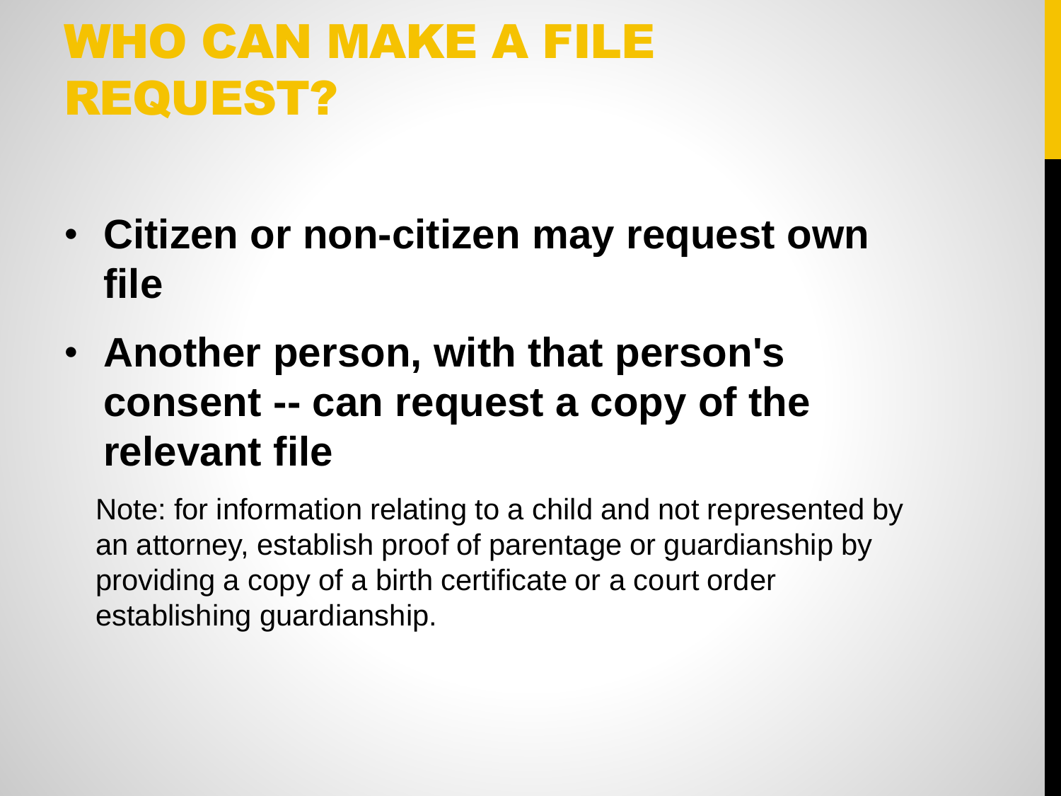# WHO CAN MAKE A FILE REQUEST?

- **Citizen or non-citizen may request own file**
- **Another person, with that person's consent -- can request a copy of the relevant file**

Note: for information relating to a child and not represented by an attorney, establish proof of parentage or guardianship by providing a copy of a birth certificate or a court order establishing guardianship.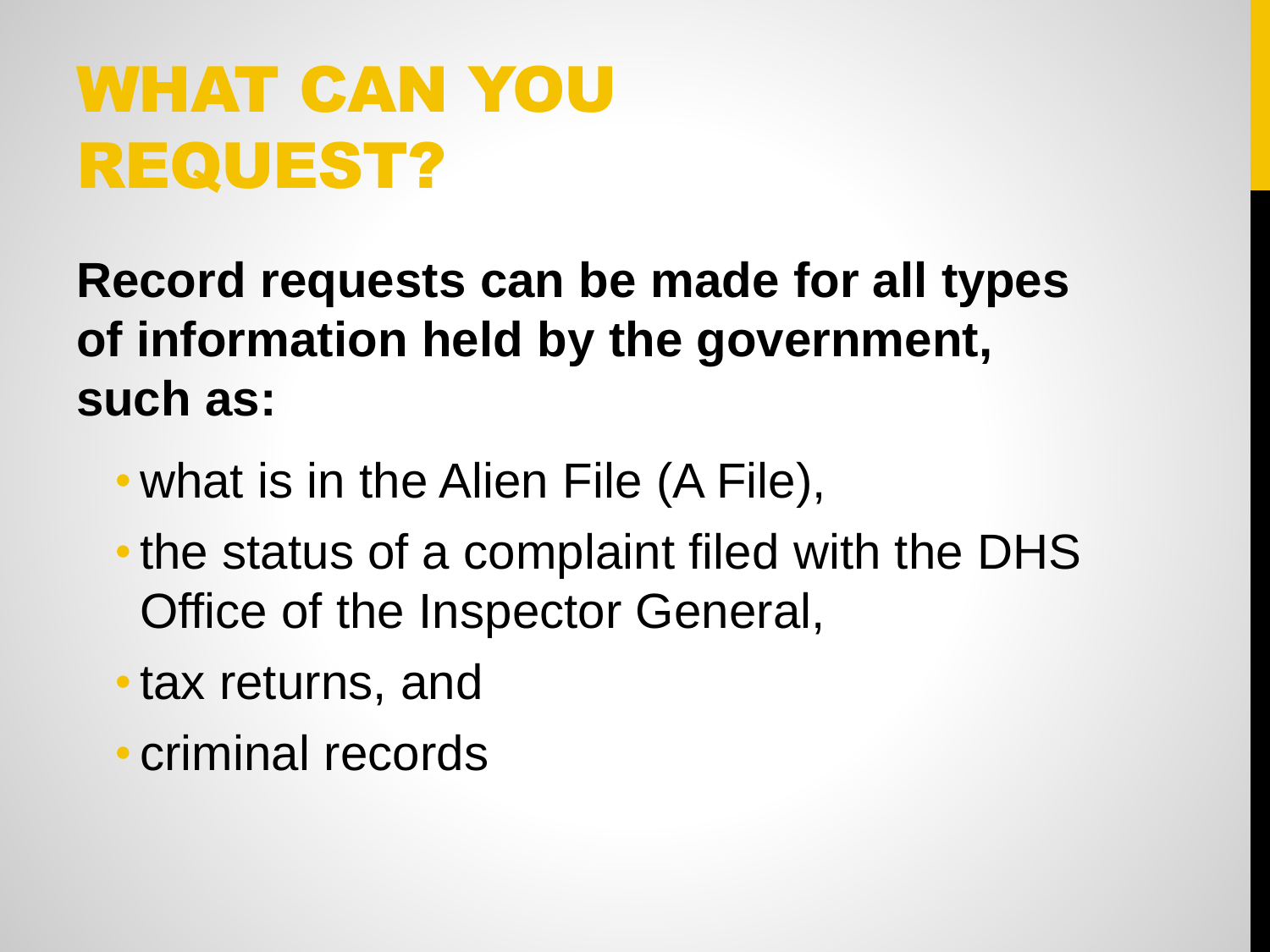# WHAT CAN YOU REQUEST?

**Record requests can be made for all types of information held by the government, such as:**

- what is in the Alien File (A File),
- the status of a complaint filed with the DHS Office of the Inspector General,
- tax returns, and
- criminal records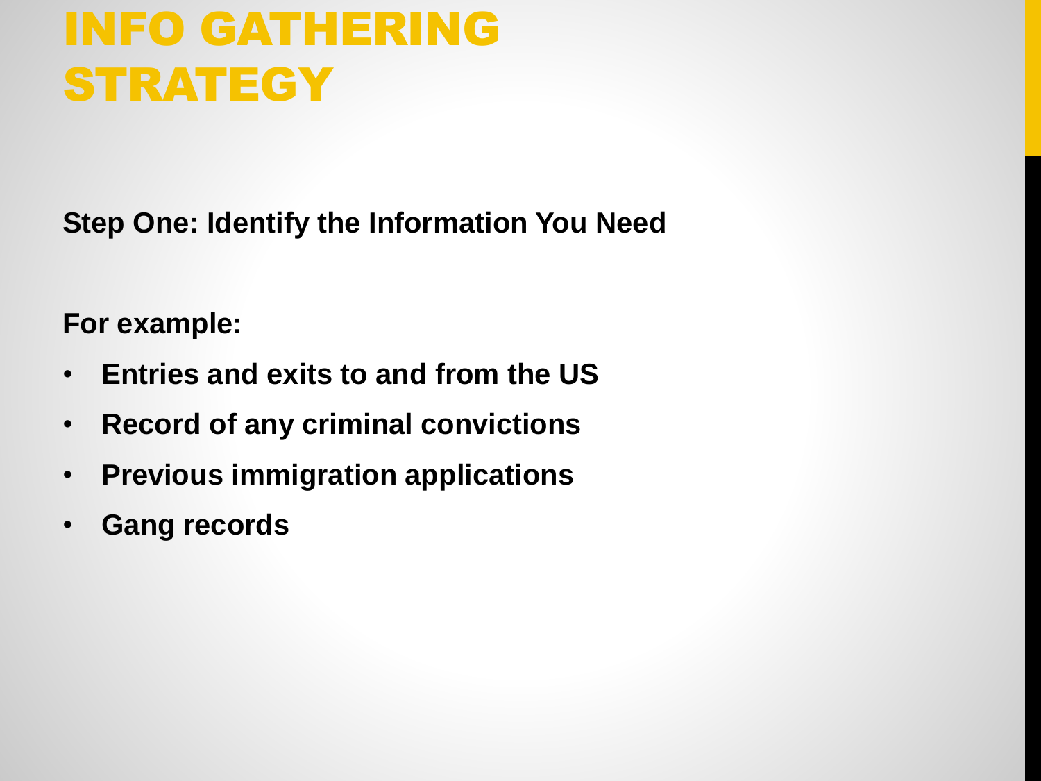# INFO GATHERING STRATEGY

**Step One: Identify the Information You Need**

**For example:**

- **Entries and exits to and from the US**
- **Record of any criminal convictions**
- **Previous immigration applications**
- **Gang records**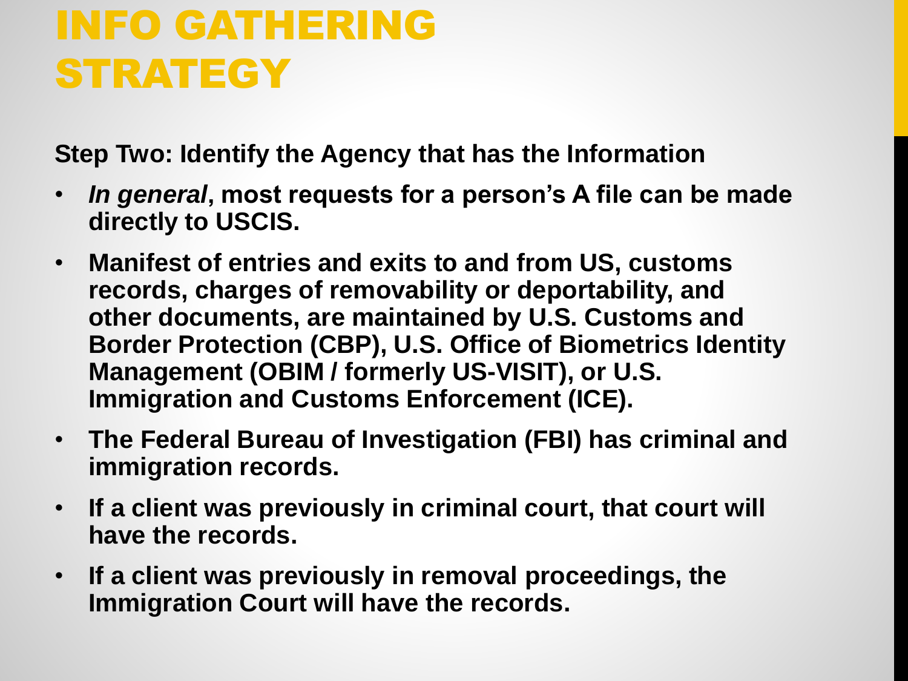# INFO GATHERING STRATEGY

**Step Two: Identify the Agency that has the Information**

- ***In general*, most requests for a person's A file can be made directly to USCIS.**
- **Manifest of entries and exits to and from US, customs records, charges of removability or deportability, and other documents, are maintained by U.S. Customs and Border Protection (CBP), U.S. Office of Biometrics Identity Management (OBIM / formerly US-VISIT), or U.S. Immigration and Customs Enforcement (ICE).**
- **The Federal Bureau of Investigation (FBI) has criminal and immigration records.**
- **If a client was previously in criminal court, that court will have the records.**
- **If a client was previously in removal proceedings, the Immigration Court will have the records.**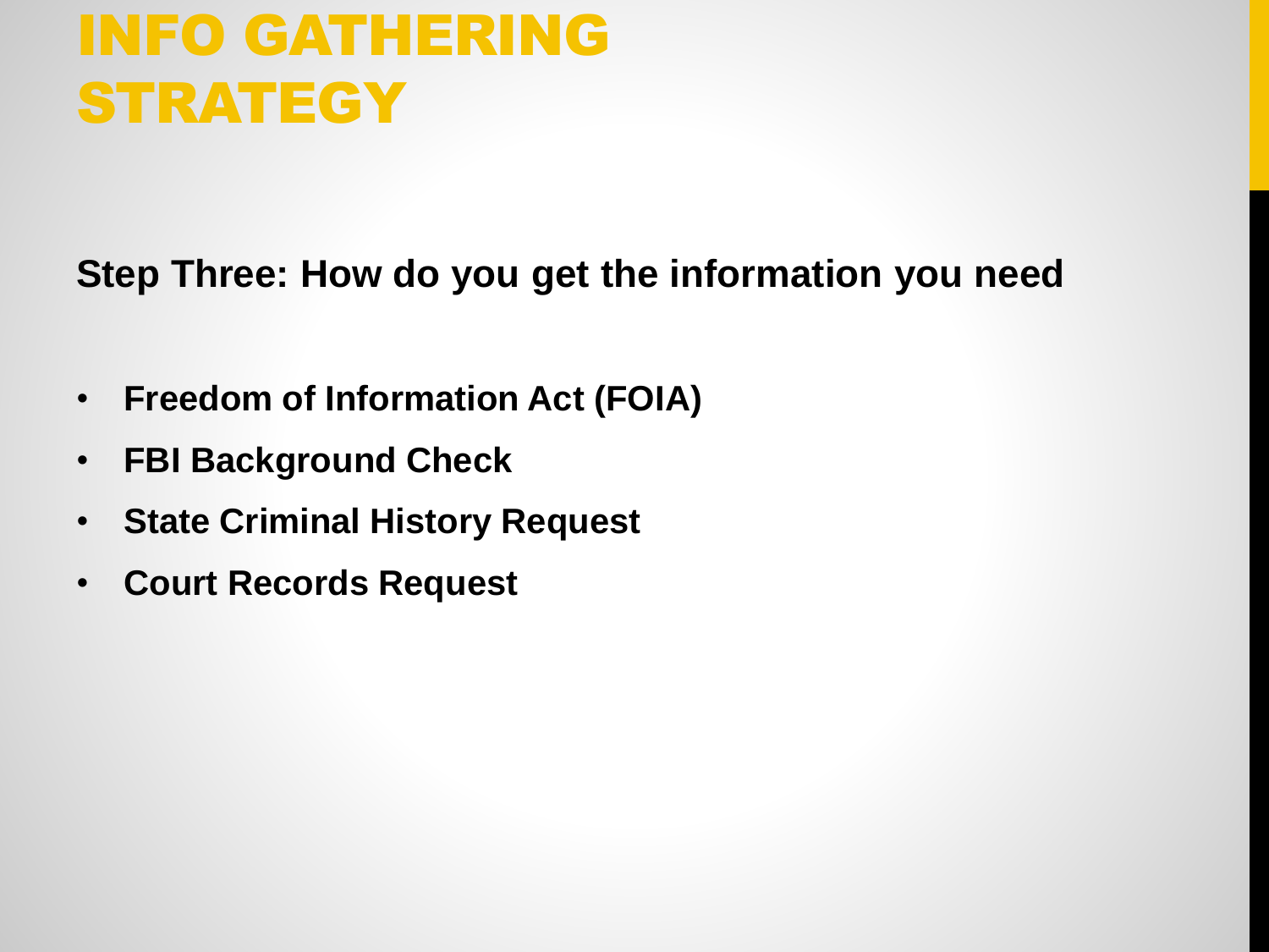# INFO GATHERING STRATEGY

**Step Three: How do you get the information you need**

- **Freedom of Information Act (FOIA)**
- **FBI Background Check**
- **State Criminal History Request**
- **Court Records Request**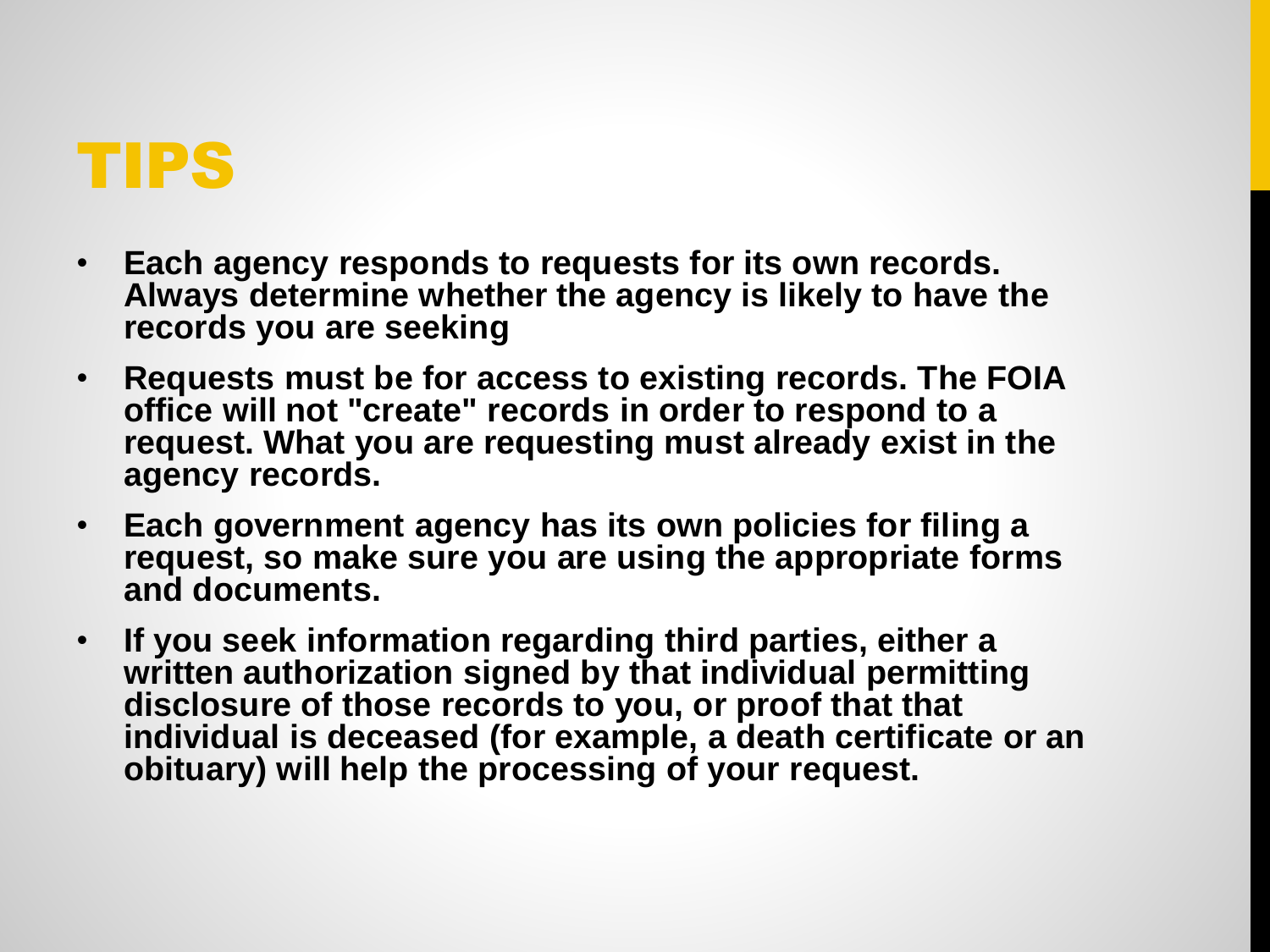# TIPS

- **Each agency responds to requests for its own records. Always determine whether the agency is likely to have the records you are seeking**
- **Requests must be for access to existing records. The FOIA office will not "create" records in order to respond to a request. What you are requesting must already exist in the agency records.**
- **Each government agency has its own policies for filing a request, so make sure you are using the appropriate forms and documents.**
- **If you seek information regarding third parties, either a written authorization signed by that individual permitting disclosure of those records to you, or proof that that individual is deceased (for example, a death certificate or an obituary) will help the processing of your request.**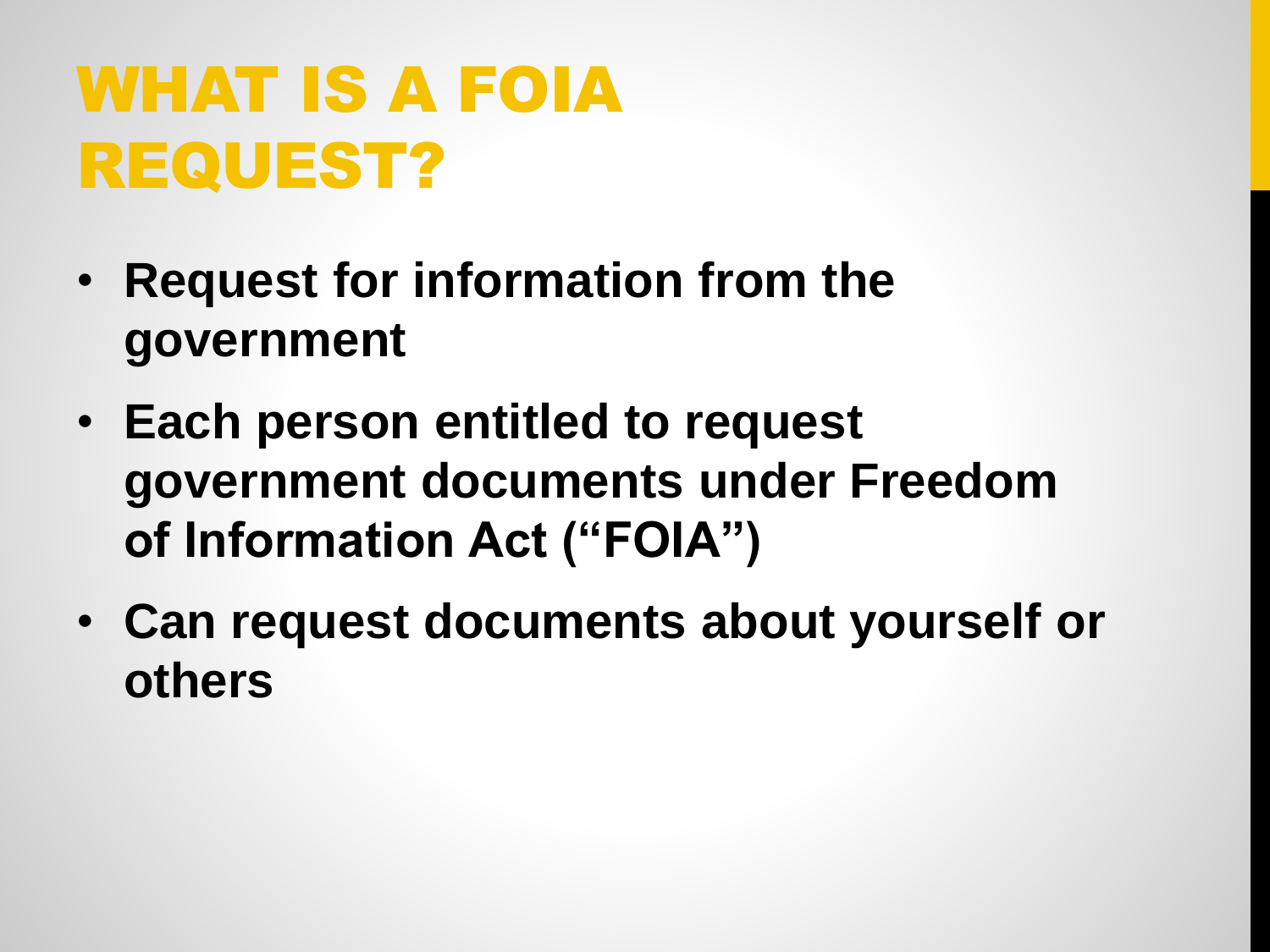# WHAT IS A FOIA REQUEST?

- **Request for information from the government**
- **Each person entitled to request government documents under Freedom of Information Act ("FOIA")**
- **Can request documents about yourself or others**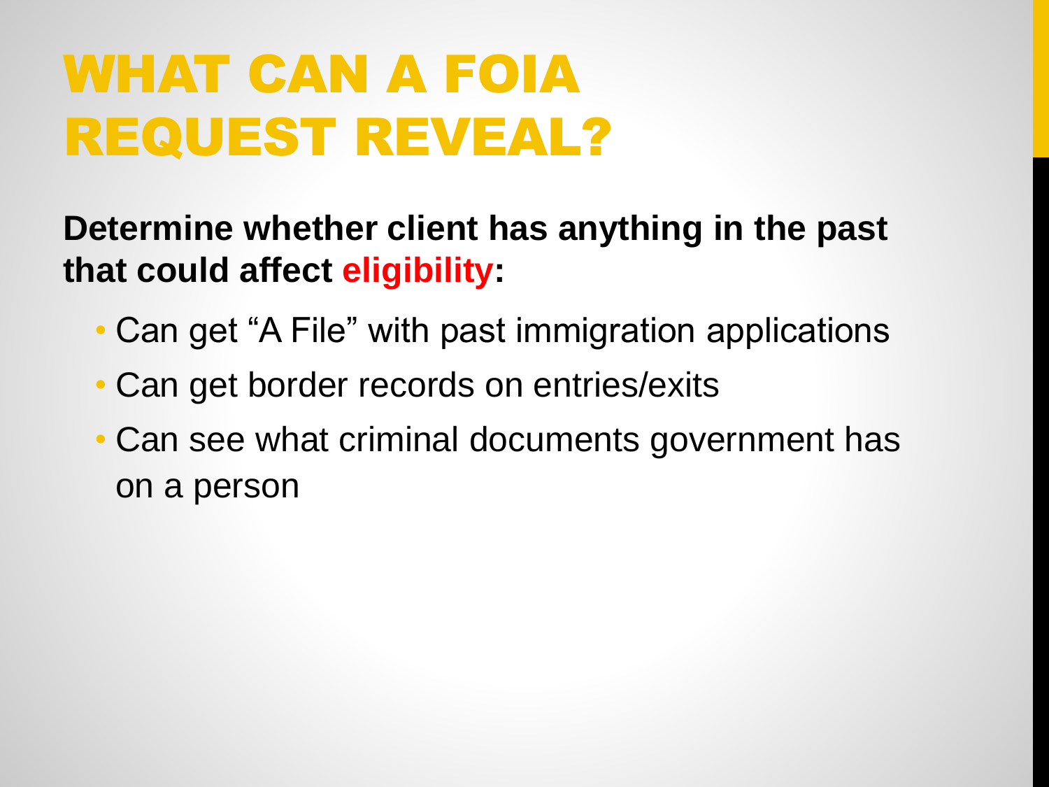# WHAT CAN A FOIA REQUEST REVEAL?

**Determine whether client has anything in the past that could affect eligibility:**

- Can get "A File" with past immigration applications
- Can get border records on entries/exits
- Can see what criminal documents government has on a person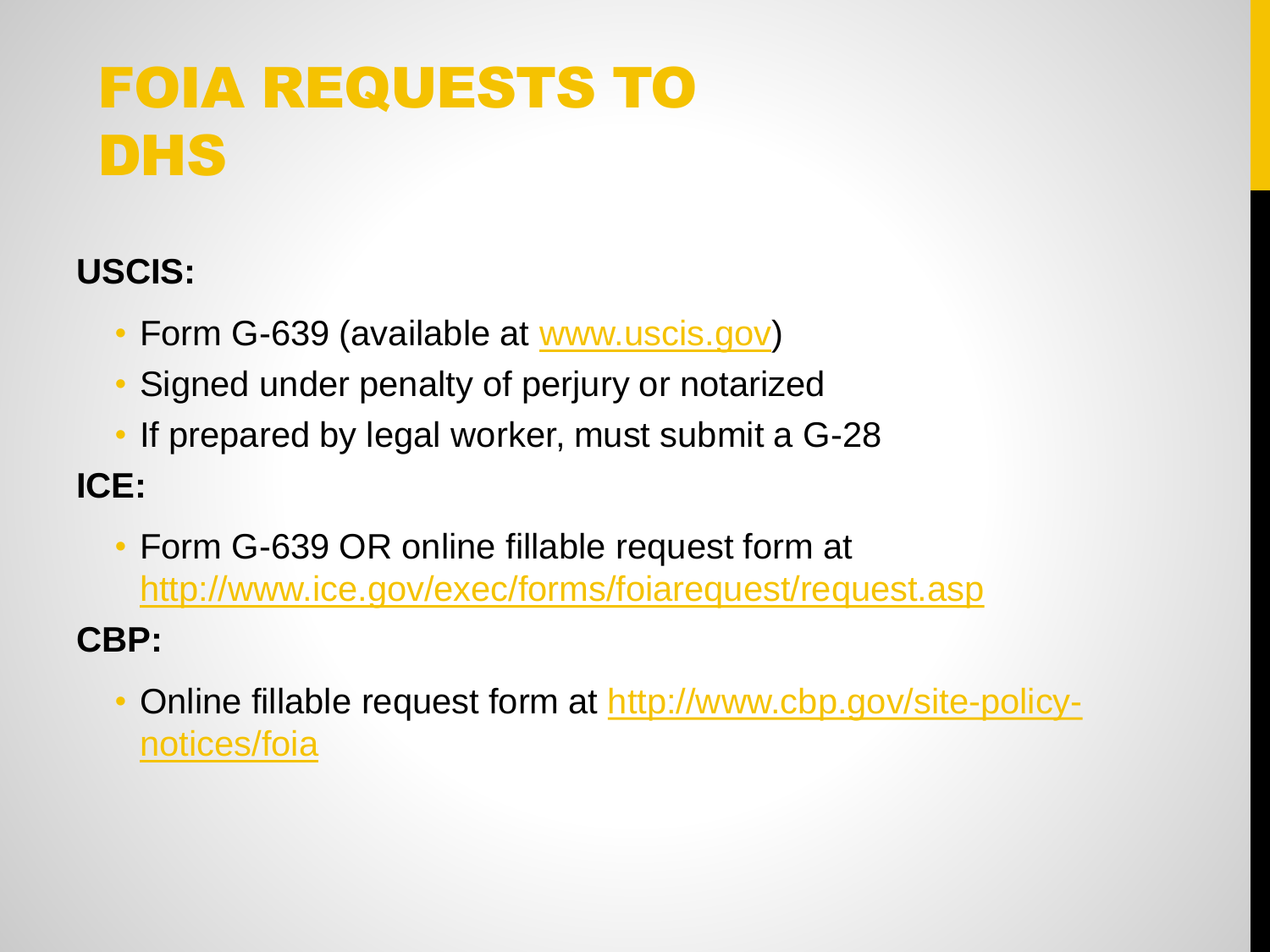# FOIA REQUESTS TO DHS

**USCIS:**

- Form G-639 (available at [www.uscis.gov](http://www.uscis.gov))
- Signed under penalty of perjury or notarized
- If prepared by legal worker, must submit a G-28

**ICE:**

- Form G-639 OR online fillable request form at [http://www.ice.gov/exec/forms/foiarequest/request.asp](http://www.ice.gov/exec/forms/foiarequest/request.asp)

**CBP:**

- Online fillable request form at [http://www.cbp.gov/site-policy-notices/foia](http://www.cbp.gov/site-policy-notices/foia)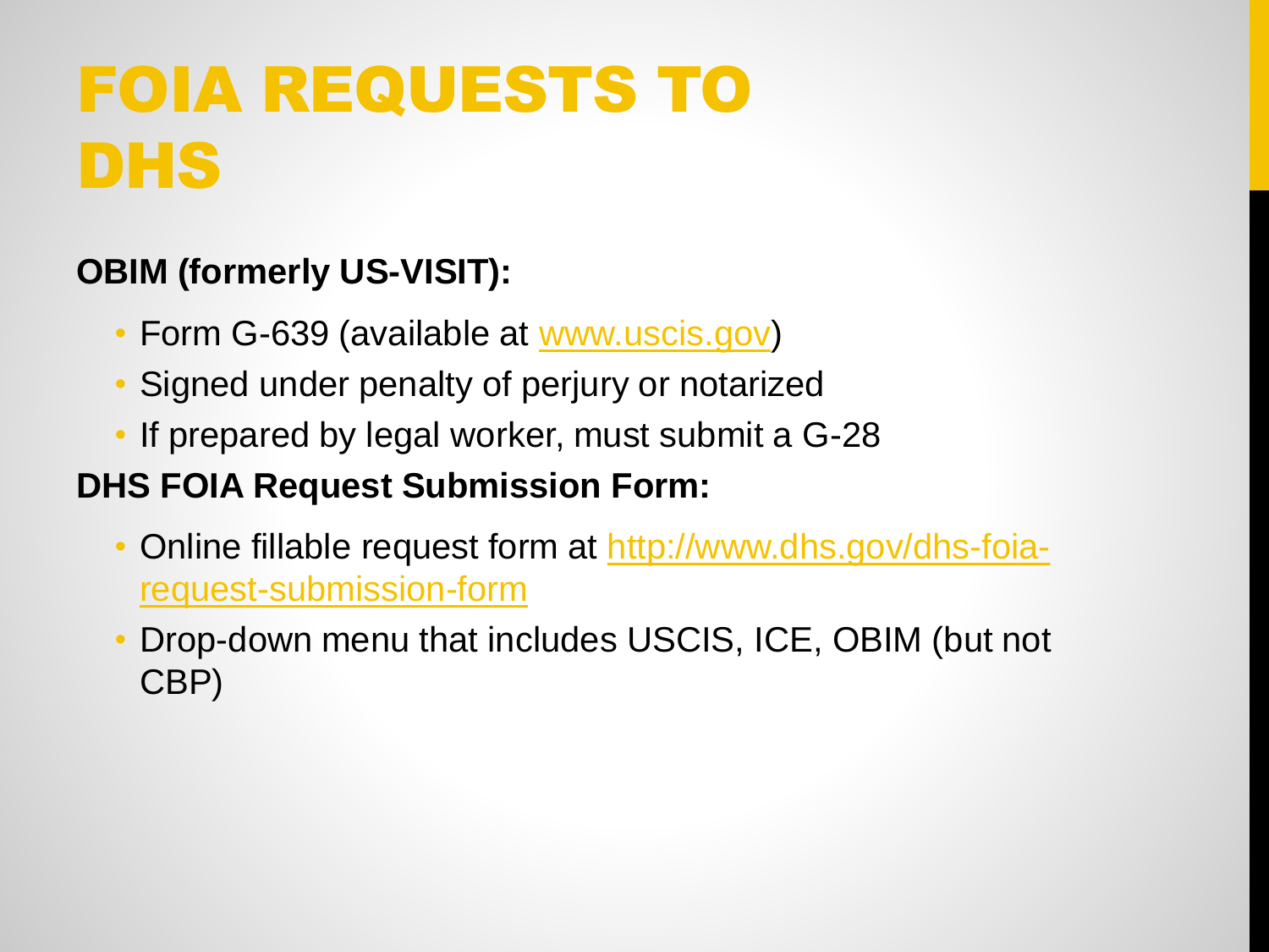# FOIA REQUESTS TO DHS

**OBIM (formerly US-VISIT):**

- Form G-639 (available at [www.uscis.gov](http://www.uscis.gov))
- Signed under penalty of perjury or notarized
- If prepared by legal worker, must submit a G-28

**DHS FOIA Request Submission Form:**

- Online fillable request form at [http://www.dhs.gov/dhs-foia-request-submission-form](http://www.dhs.gov/dhs-foia-request-submission-form)
- Drop-down menu that includes USCIS, ICE, OBIM (but not CBP)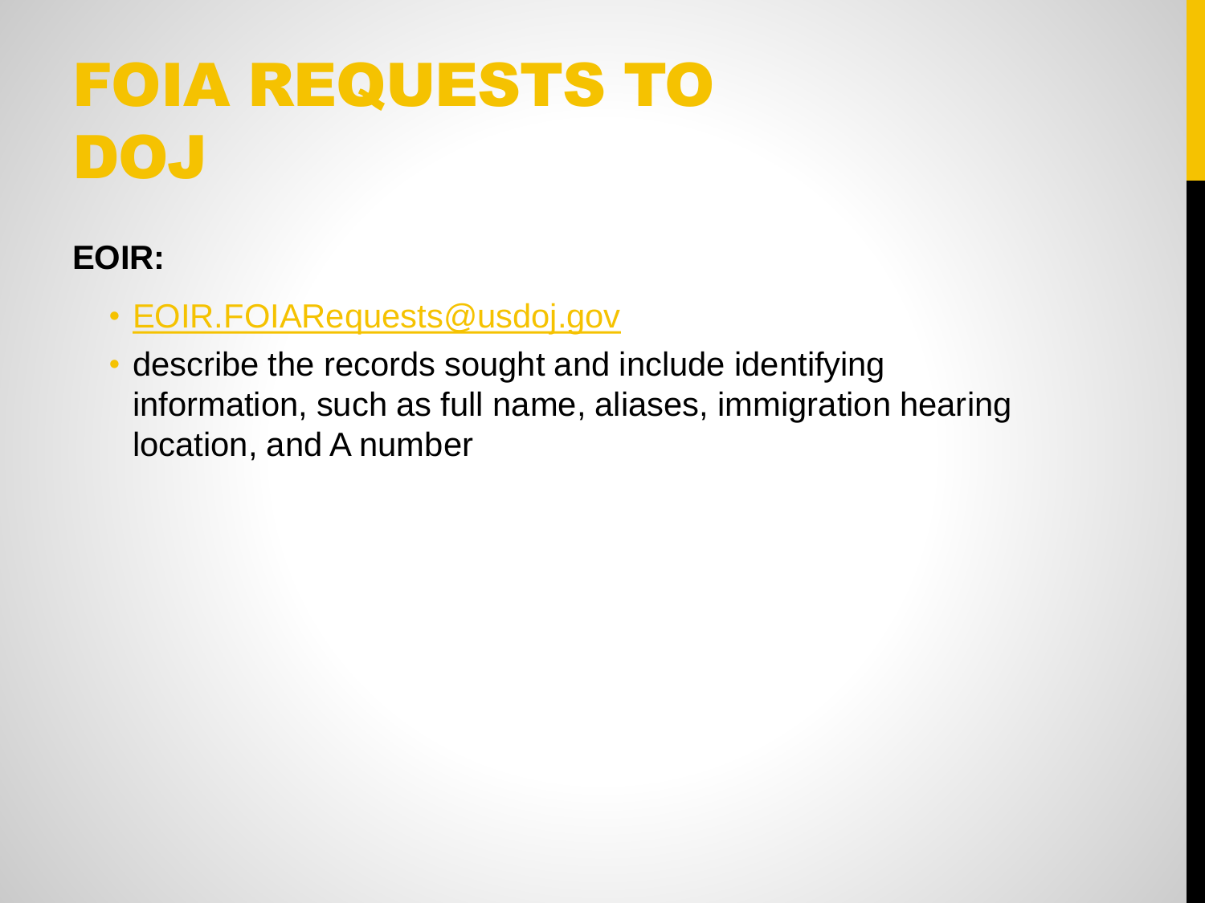# FOIA REQUESTS TO DOJ

**EOIR:**

- EOIR.FOIARequests@usdoj.gov
- describe the records sought and include identifying information, such as full name, aliases, immigration hearing location, and A number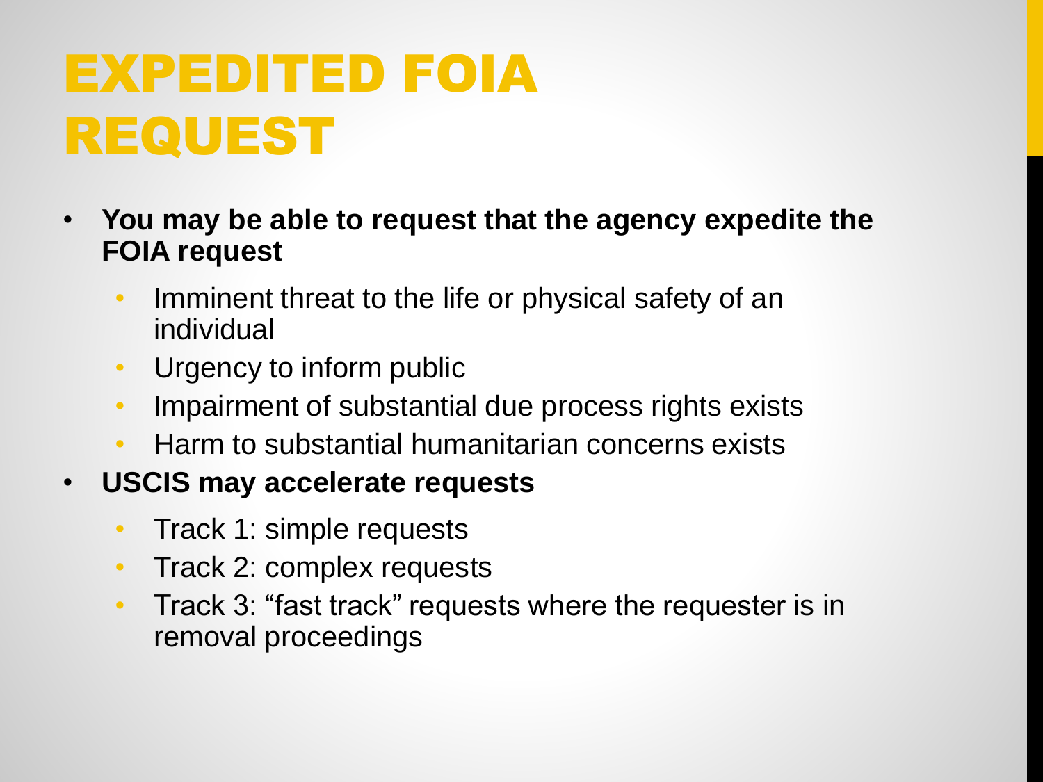# EXPEDITED FOIA REQUEST

- **You may be able to request that the agency expedite the FOIA request**
  - Imminent threat to the life or physical safety of an individual
  - Urgency to inform public
  - Impairment of substantial due process rights exists
  - Harm to substantial humanitarian concerns exists
- **USCIS may accelerate requests**
  - Track 1: simple requests
  - Track 2: complex requests
  - Track 3: "fast track" requests where the requester is in removal proceedings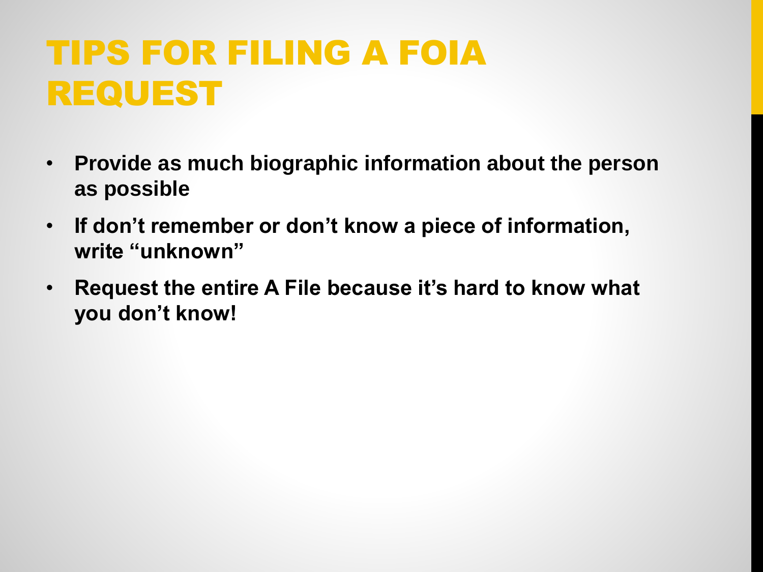# TIPS FOR FILING A FOIA REQUEST

- **Provide as much biographic information about the person as possible**
- **If don't remember or don't know a piece of information, write "unknown"**
- **Request the entire A File because it's hard to know what you don't know!**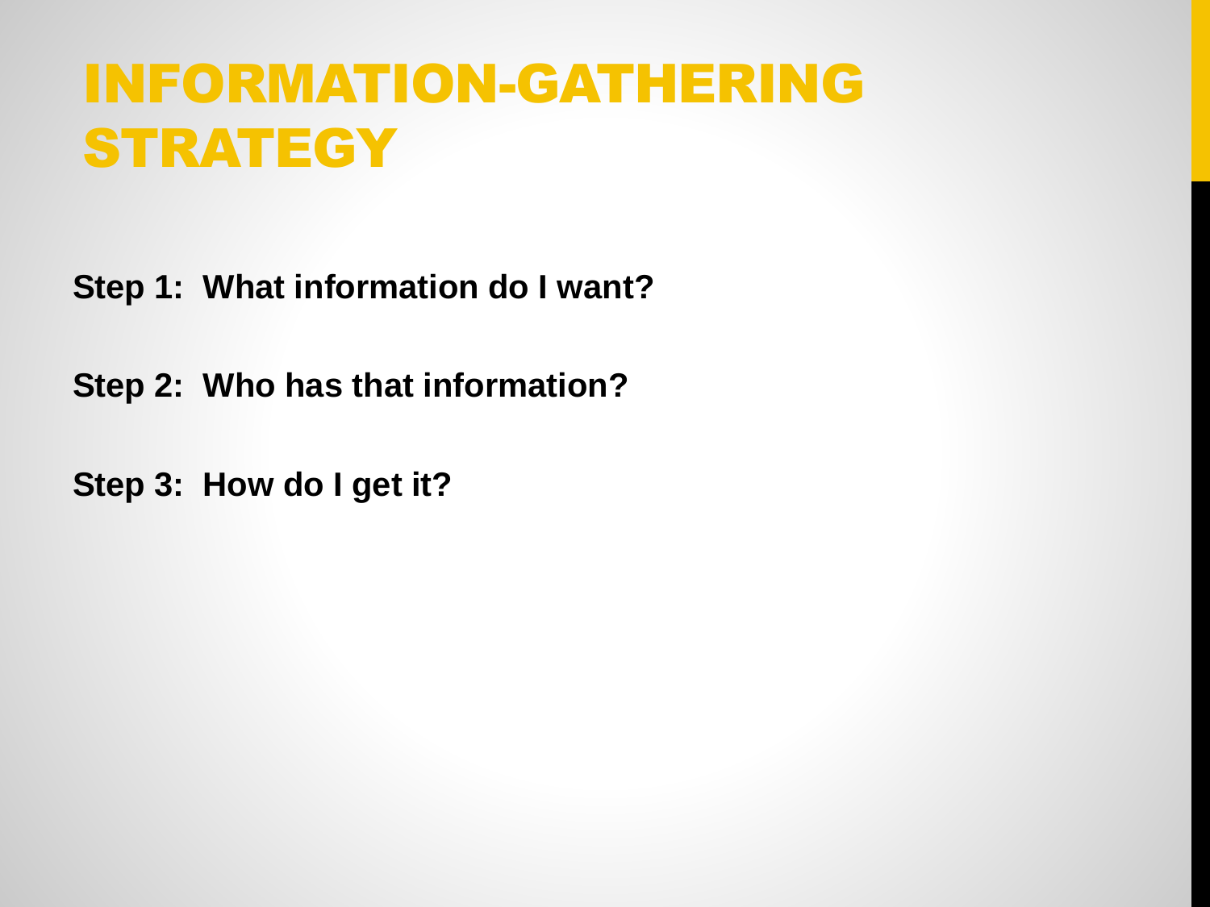# INFORMATION-GATHERING STRATEGY

**Step 1: What information do I want?**

**Step 2: Who has that information?**

**Step 3: How do I get it?**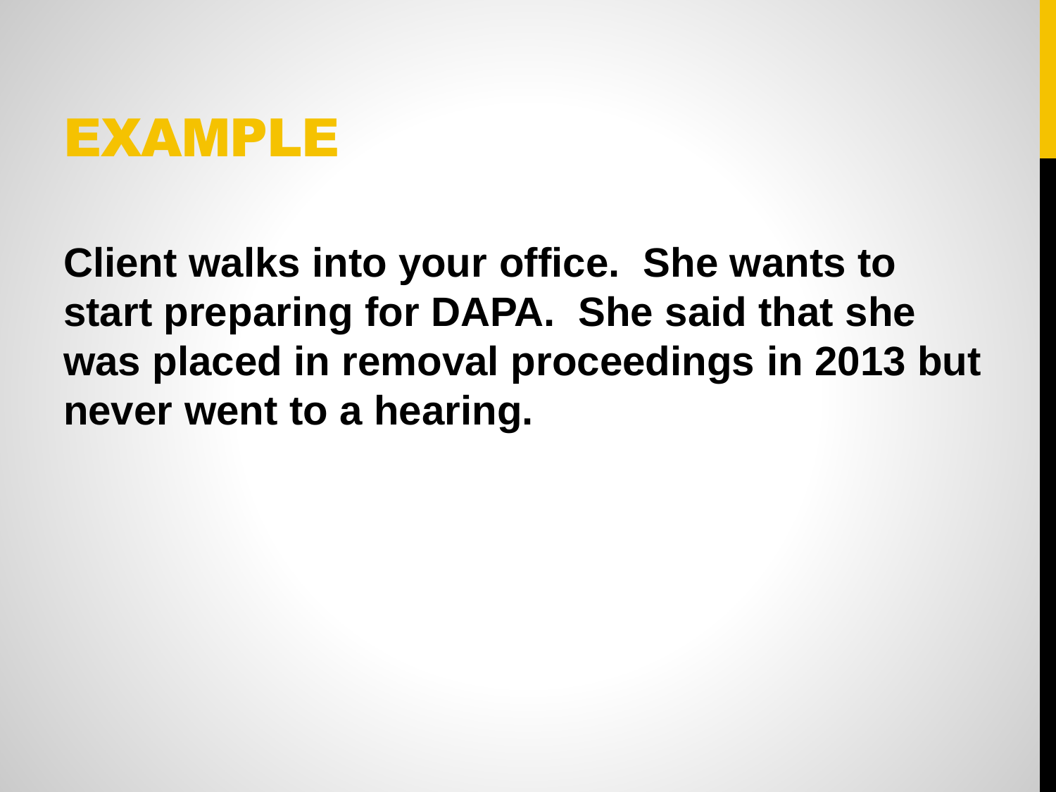# EXAMPLE

**Client walks into your office. She wants to start preparing for DAPA. She said that she was placed in removal proceedings in 2013 but never went to a hearing.**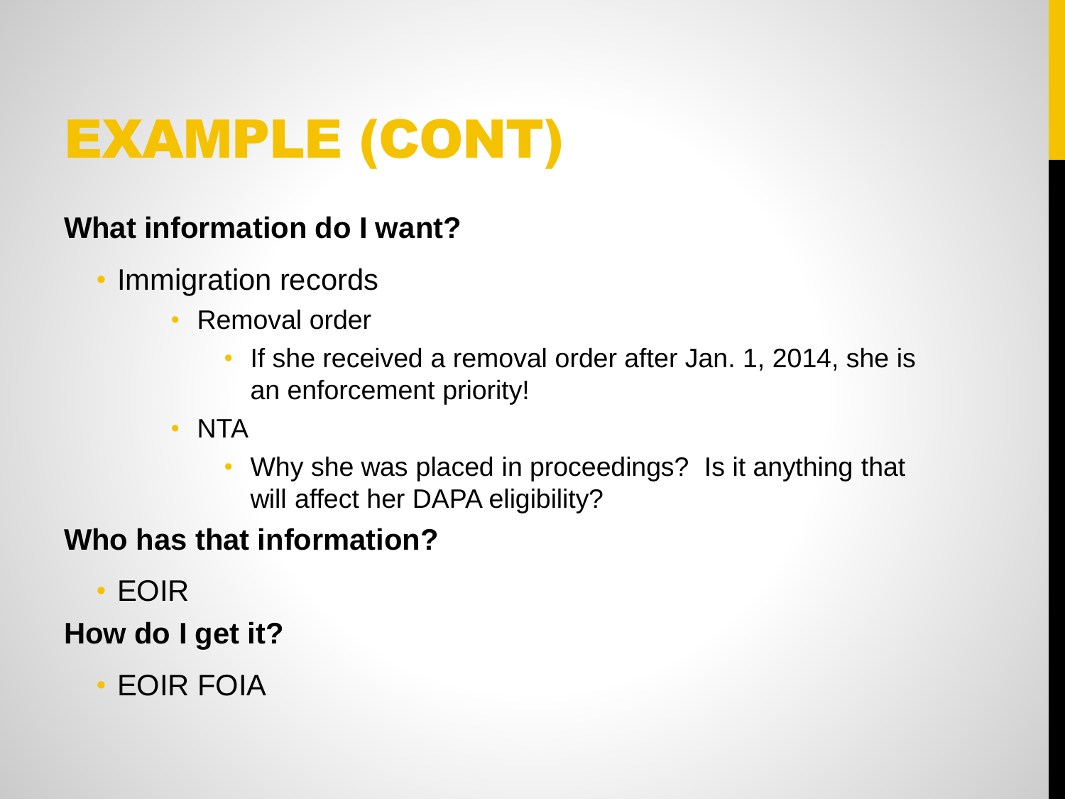# EXAMPLE (CONT)

**What information do I want?**

- Immigration records
  - Removal order
    - If she received a removal order after Jan. 1, 2014, she is an enforcement priority!
  - NTA
    - Why she was placed in proceedings? Is it anything that will affect her DAPA eligibility?

**Who has that information?**

- EOIR

**How do I get it?**

- EOIR FOIA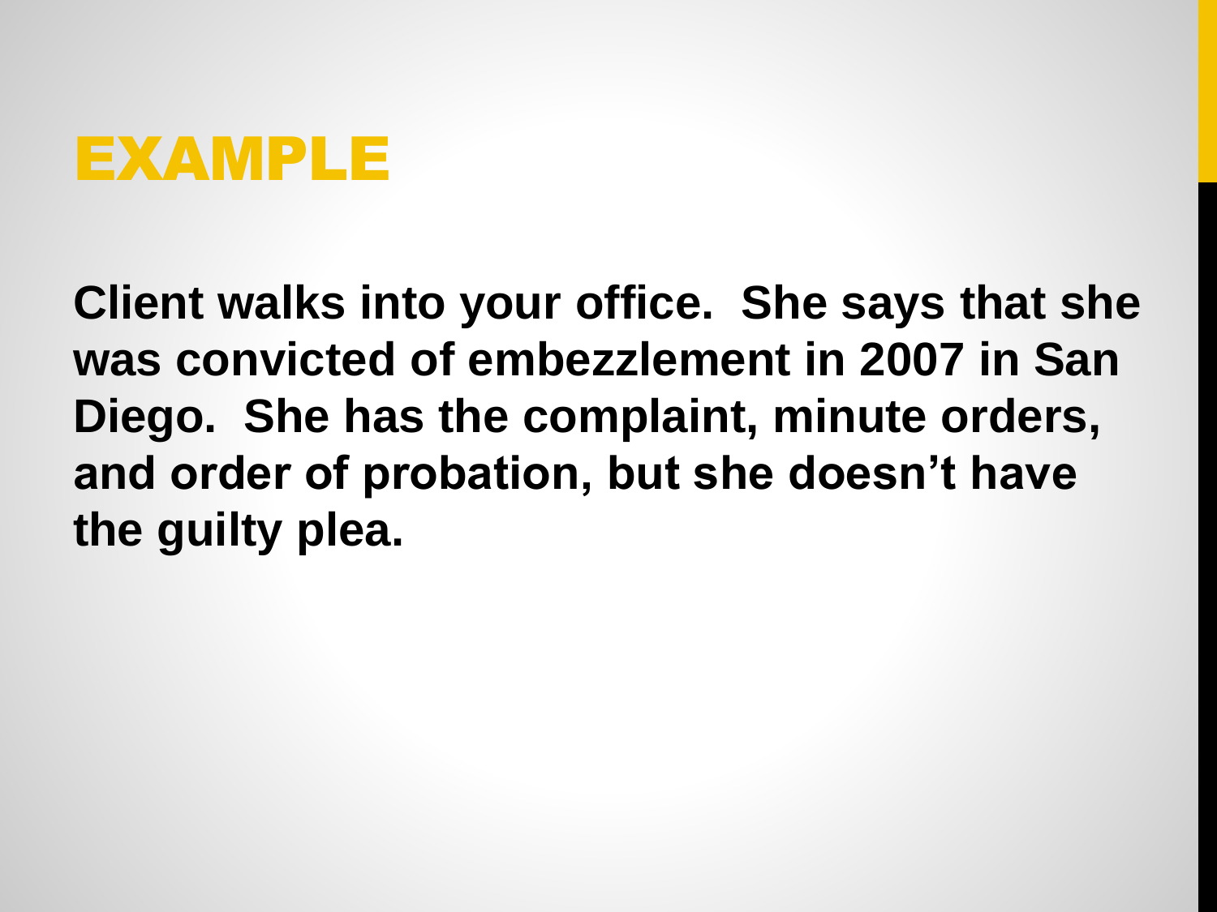# EXAMPLE

**Client walks into your office. She says that she was convicted of embezzlement in 2007 in San Diego. She has the complaint, minute orders, and order of probation, but she doesn't have the guilty plea.**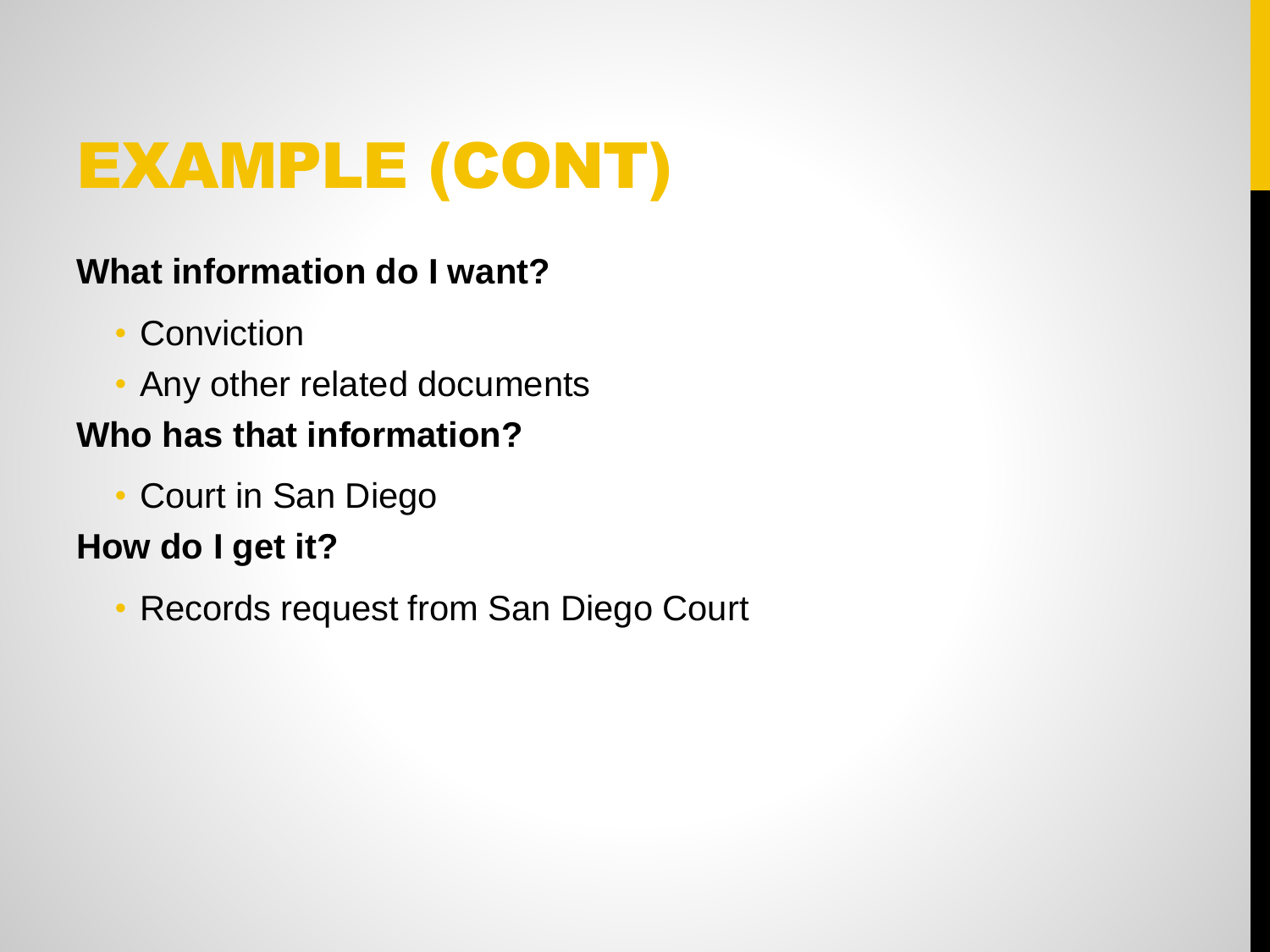# EXAMPLE (CONT)

**What information do I want?**

- Conviction
- Any other related documents

**Who has that information?**

- Court in San Diego

**How do I get it?**

- Records request from San Diego Court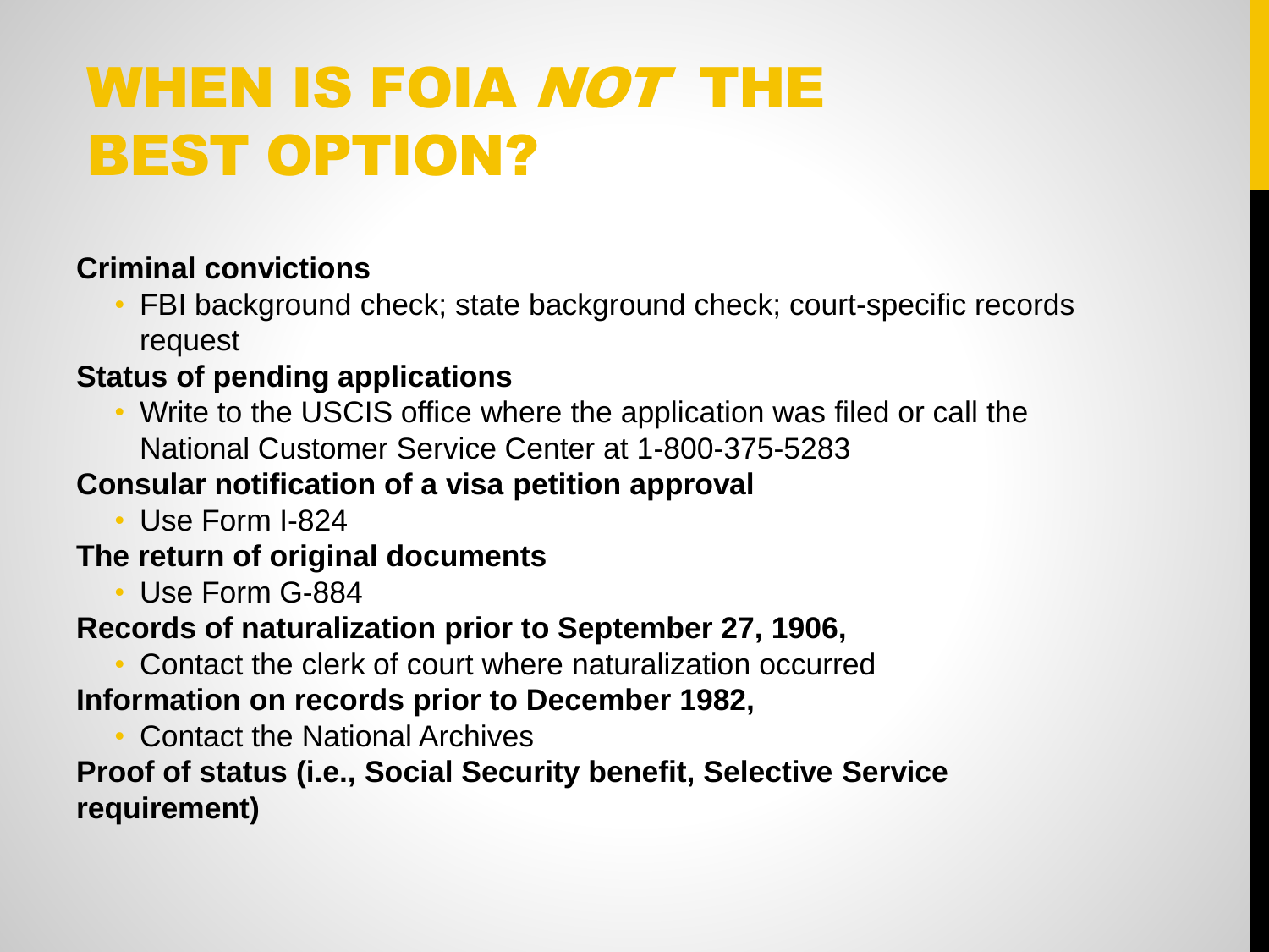# WHEN IS FOIA *NOT* THE BEST OPTION?

**Criminal convictions**

- FBI background check; state background check; court-specific records request

**Status of pending applications**

- Write to the USCIS office where the application was filed or call the National Customer Service Center at 1-800-375-5283

**Consular notification of a visa petition approval**

- Use Form I-824

**The return of original documents**

- Use Form G-884

**Records of naturalization prior to September 27, 1906,**

- Contact the clerk of court where naturalization occurred

**Information on records prior to December 1982,**

- Contact the National Archives

**Proof of status (i.e., Social Security benefit, Selective Service requirement)**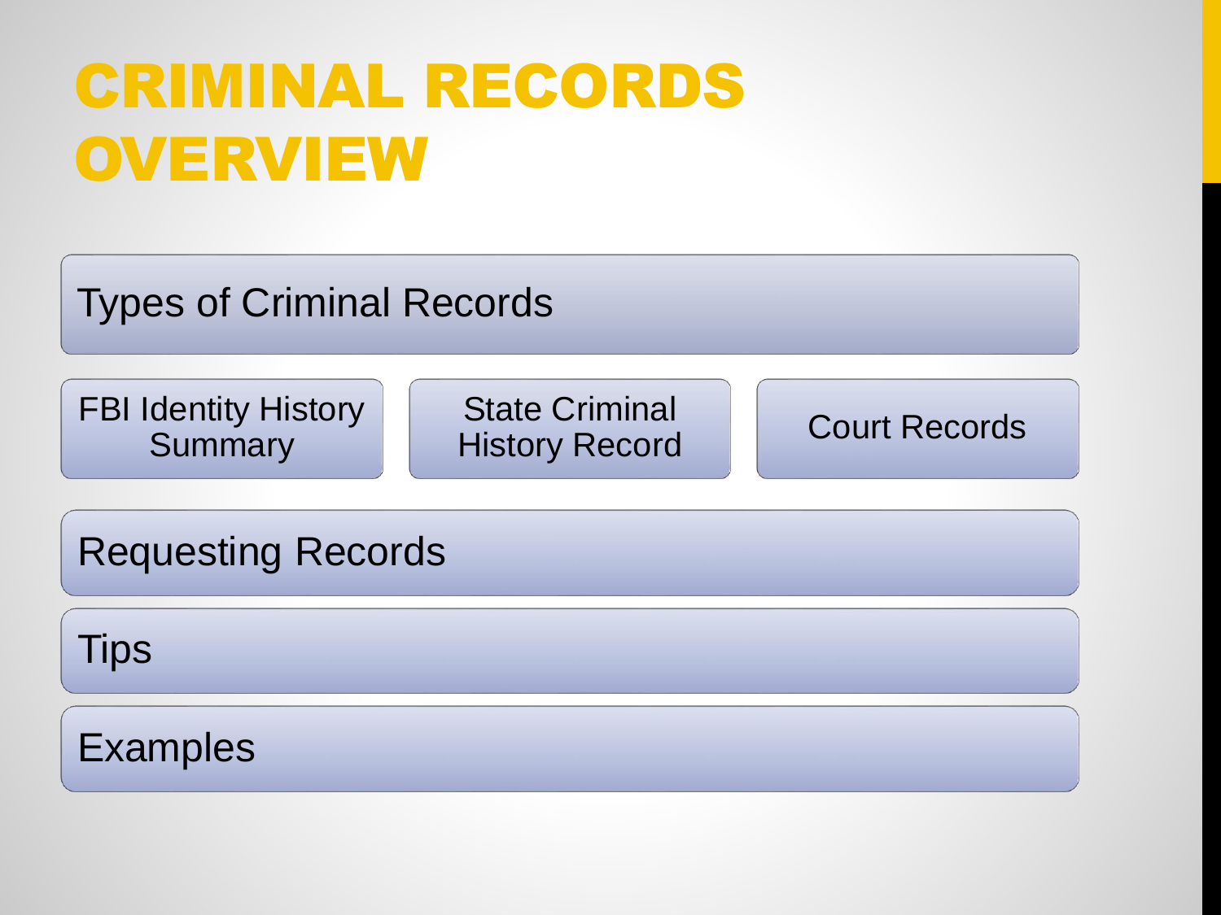# CRIMINAL RECORDS OVERVIEW

- Types of Criminal Records
  - FBI Identity History Summary
  - State Criminal History Record
  - Court Records
- Requesting Records
- Tips
- Examples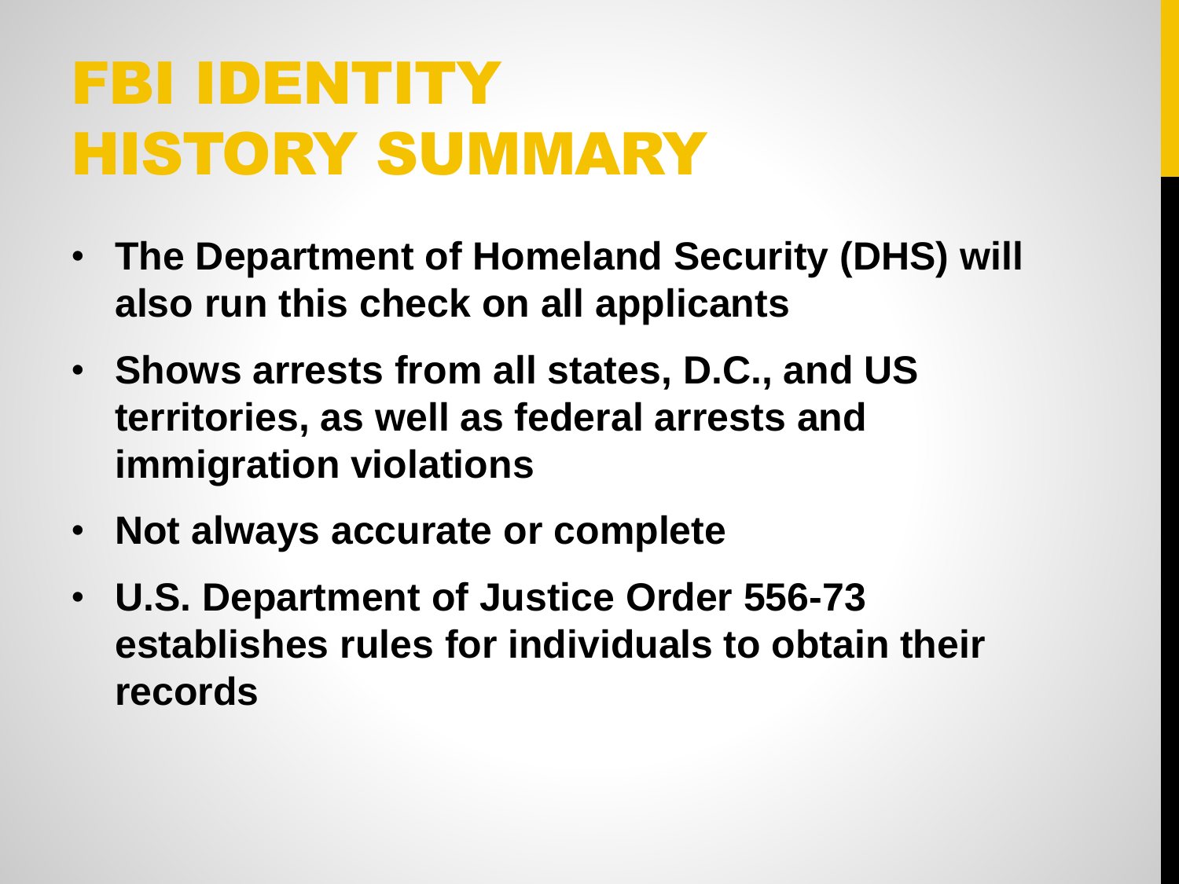# FBI IDENTITY HISTORY SUMMARY

- **The Department of Homeland Security (DHS) will also run this check on all applicants**
- **Shows arrests from all states, D.C., and US territories, as well as federal arrests and immigration violations**
- **Not always accurate or complete**
- **U.S. Department of Justice Order 556-73 establishes rules for individuals to obtain their records**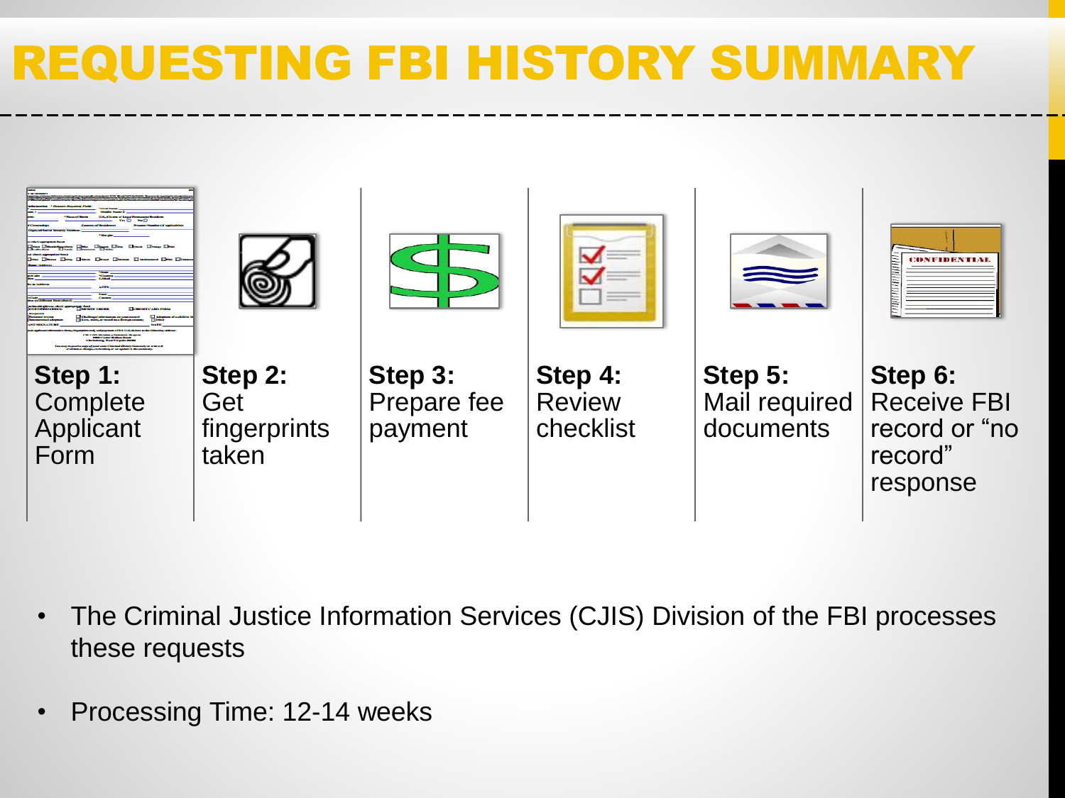# REQUESTING FBI HISTORY SUMMARY

| **Step 1:** Complete Applicant Form | **Step 2:** Get fingerprints taken | **Step 3:** Prepare fee payment | **Step 4:** Review checklist | **Step 5:** Mail required documents | **Step 6:** Receive FBI record or "no record" response |
|---|---|---|---|---|---|

- The Criminal Justice Information Services (CJIS) Division of the FBI processes these requests
- Processing Time: 12-14 weeks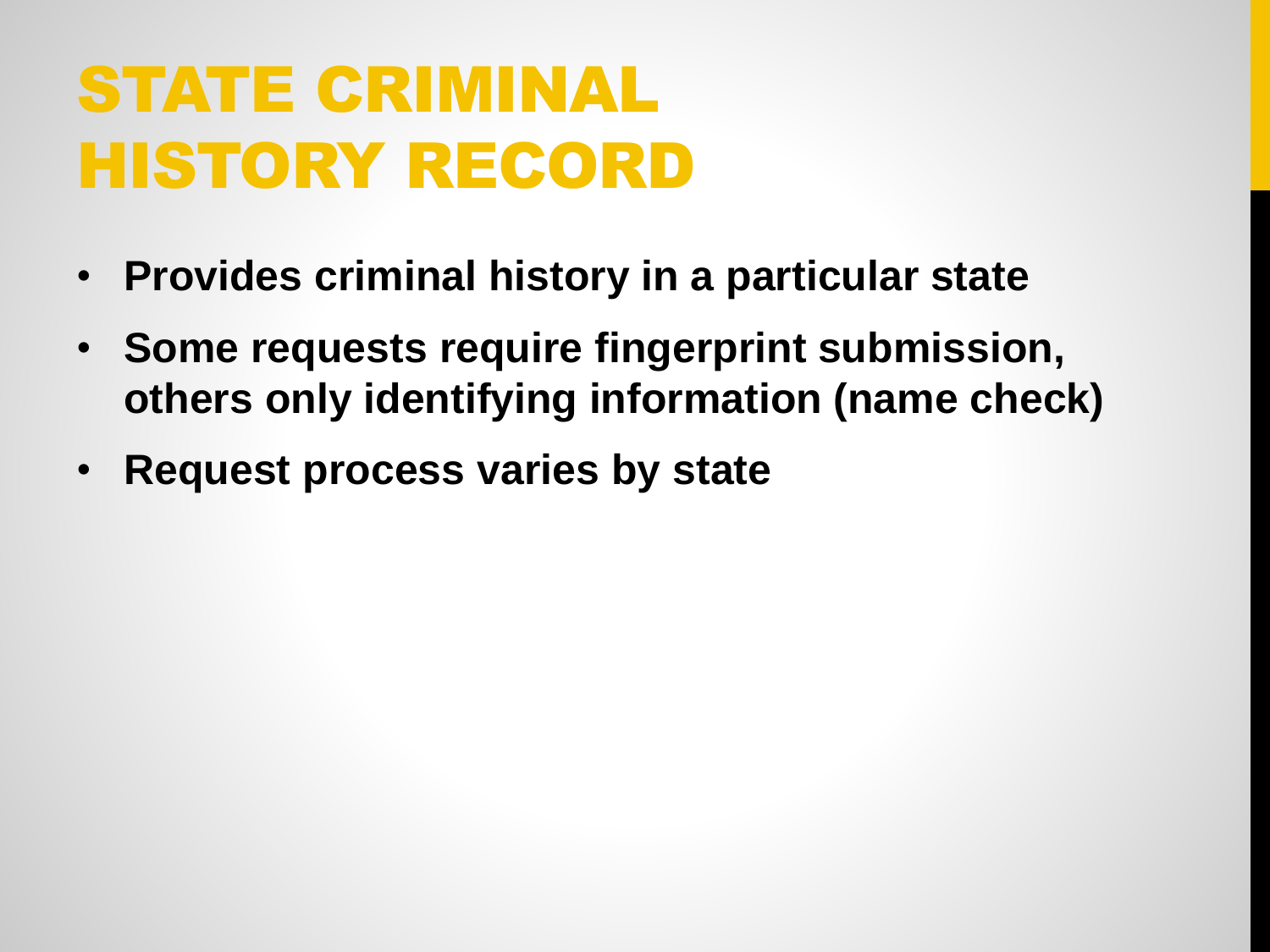# STATE CRIMINAL HISTORY RECORD

- **Provides criminal history in a particular state**
- **Some requests require fingerprint submission, others only identifying information (name check)**
- **Request process varies by state**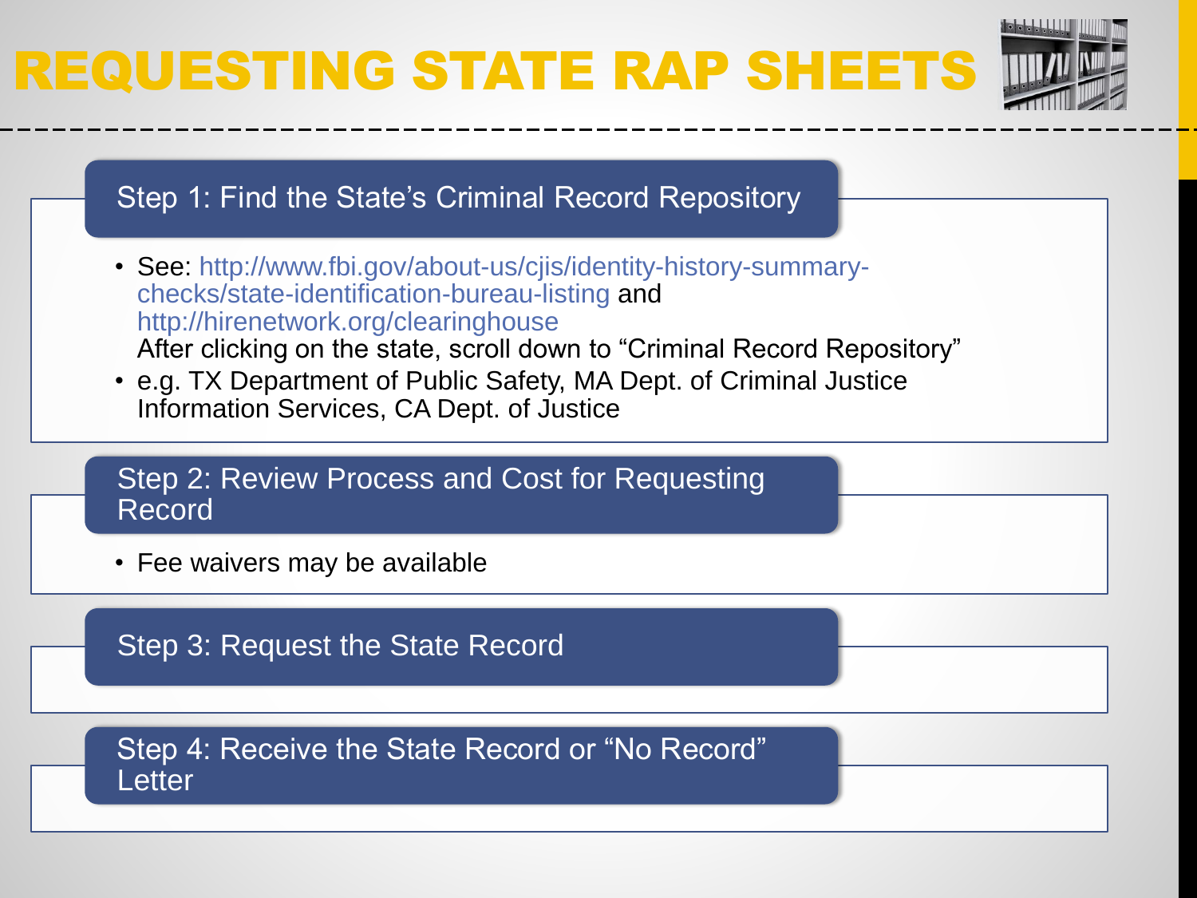# REQUESTING STATE RAP SHEETS

## Step 1: Find the State's Criminal Record Repository

- See: http://www.fbi.gov/about-us/cjis/identity-history-summary-checks/state-identification-bureau-listing and http://hirenetwork.org/clearinghouse
  After clicking on the state, scroll down to "Criminal Record Repository"
- e.g. TX Department of Public Safety, MA Dept. of Criminal Justice Information Services, CA Dept. of Justice

## Step 2: Review Process and Cost for Requesting Record

- Fee waivers may be available

## Step 3: Request the State Record

## Step 4: Receive the State Record or "No Record" Letter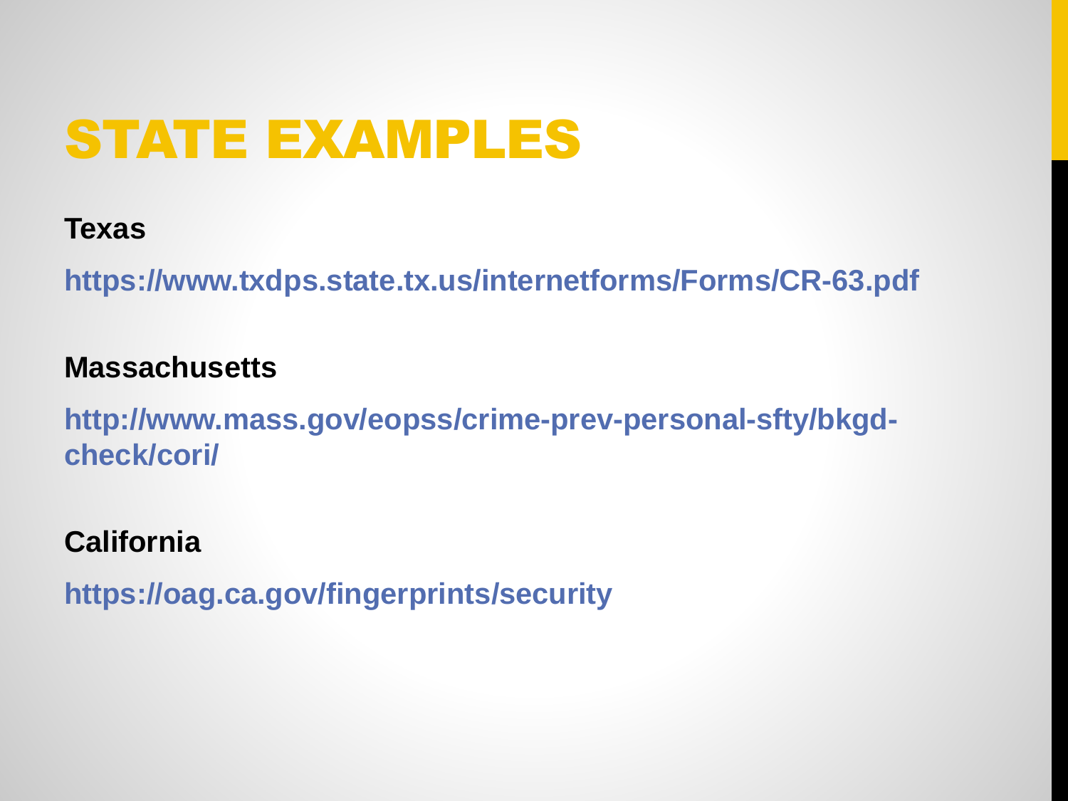# STATE EXAMPLES

**Texas**

**https://www.txdps.state.tx.us/internetforms/Forms/CR-63.pdf**

**Massachusetts**

**http://www.mass.gov/eopss/crime-prev-personal-sfty/bkgd-check/cori/**

**California**

**https://oag.ca.gov/fingerprints/security**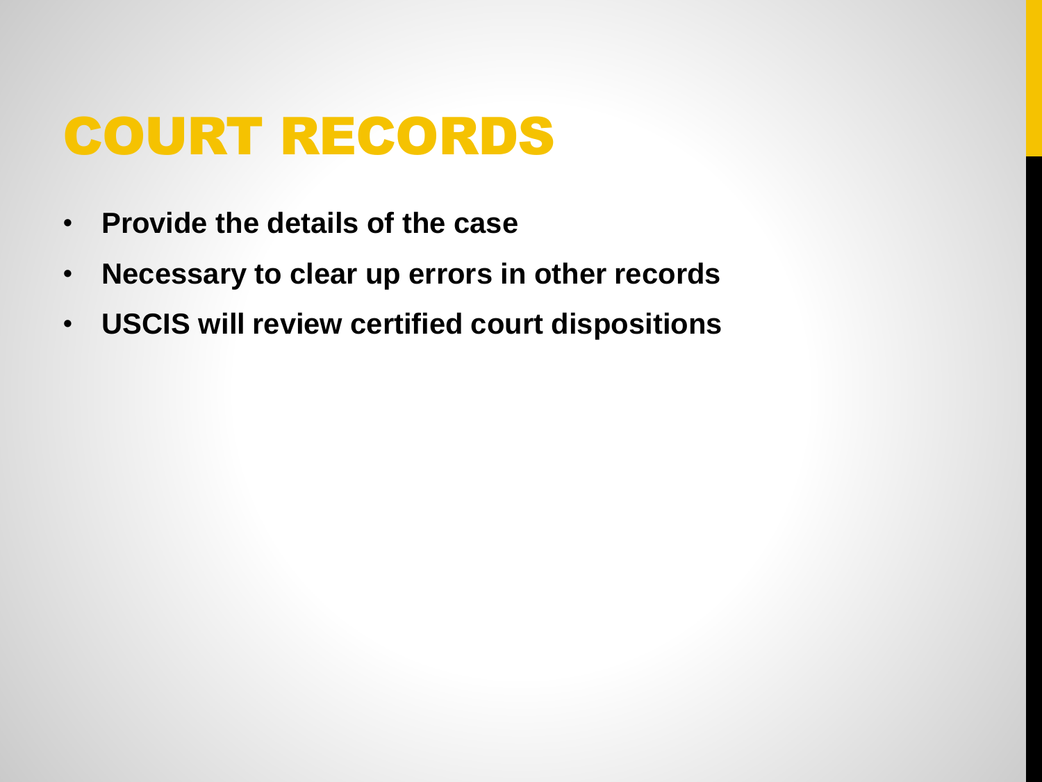# COURT RECORDS

- **Provide the details of the case**
- **Necessary to clear up errors in other records**
- **USCIS will review certified court dispositions**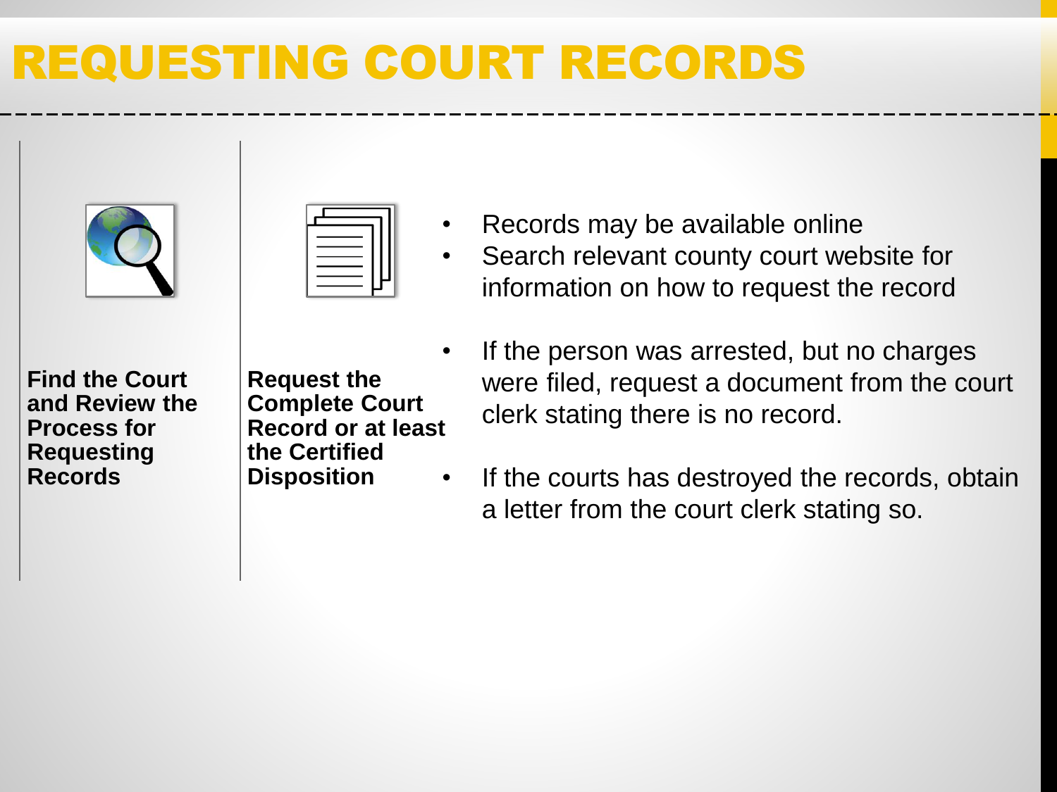# REQUESTING COURT RECORDS

**Find the Court and Review the Process for Requesting Records**

**Request the Complete Court Record or at least the Certified Disposition**

- Records may be available online
- Search relevant county court website for information on how to request the record
- If the person was arrested, but no charges were filed, request a document from the court clerk stating there is no record.
- If the courts has destroyed the records, obtain a letter from the court clerk stating so.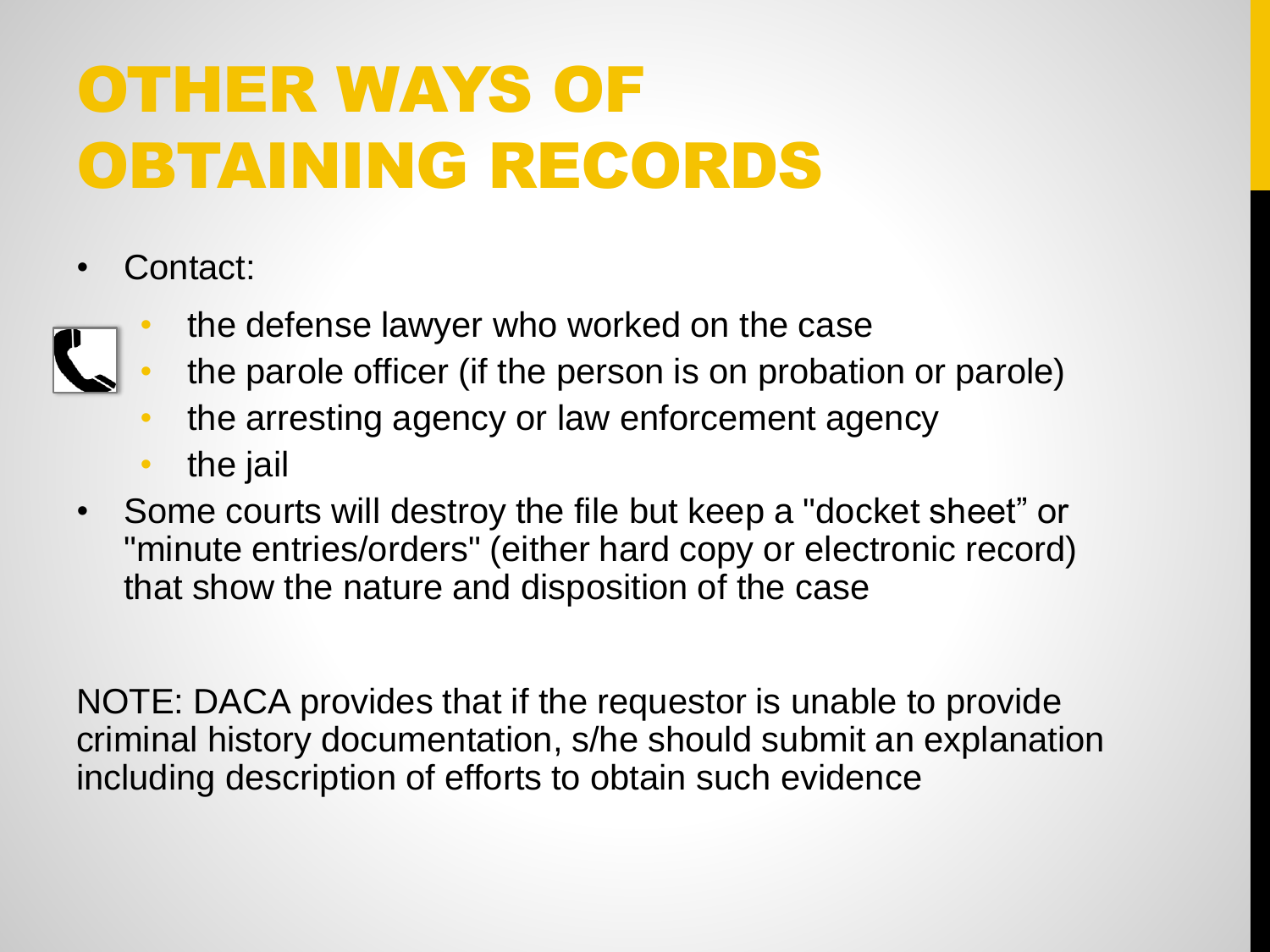# OTHER WAYS OF OBTAINING RECORDS

- Contact:
  - the defense lawyer who worked on the case
  - the parole officer (if the person is on probation or parole)
  - the arresting agency or law enforcement agency
  - the jail
- Some courts will destroy the file but keep a "docket sheet" or "minute entries/orders" (either hard copy or electronic record) that show the nature and disposition of the case

NOTE: DACA provides that if the requestor is unable to provide criminal history documentation, s/he should submit an explanation including description of efforts to obtain such evidence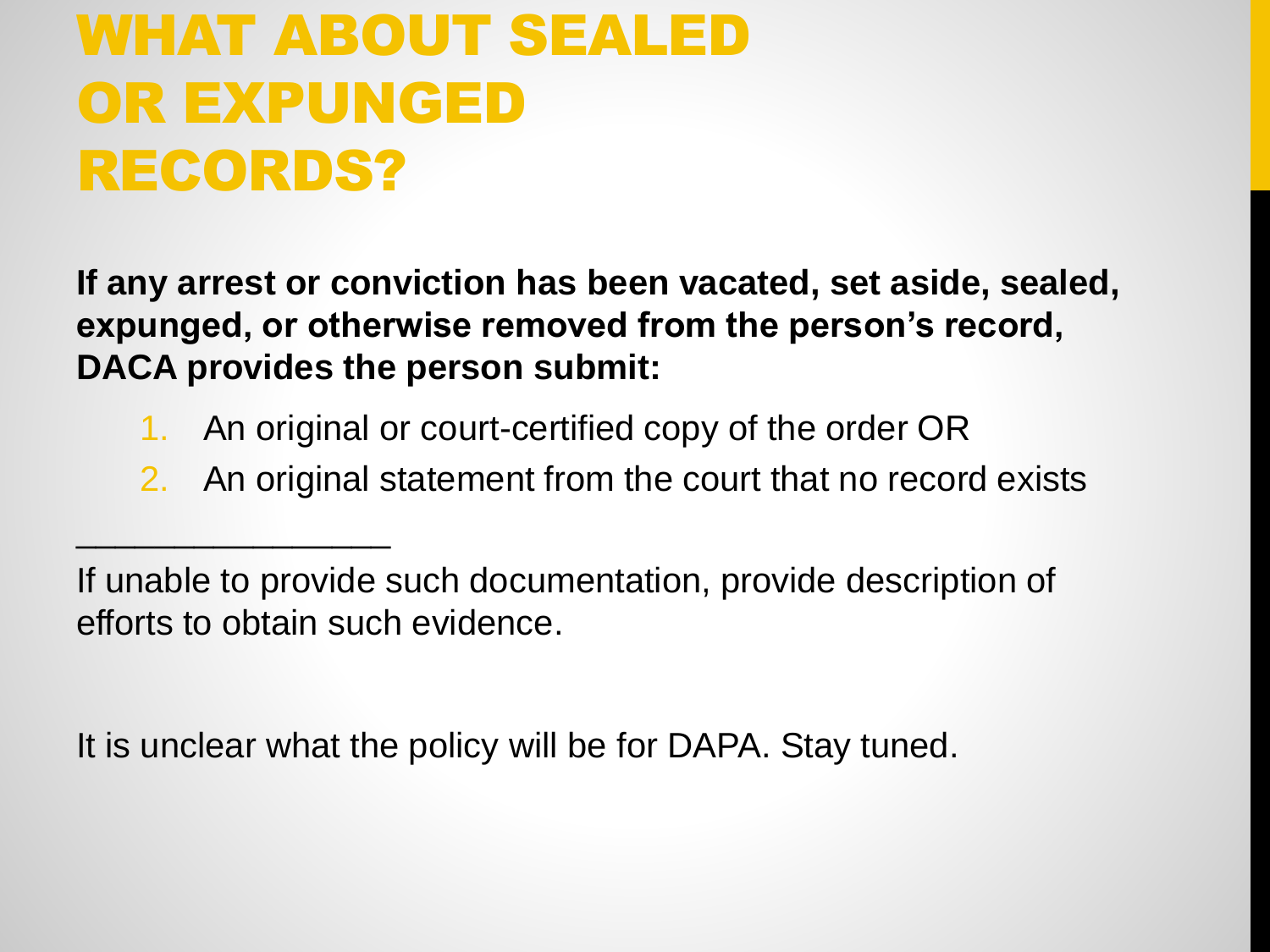# WHAT ABOUT SEALED OR EXPUNGED RECORDS?

**If any arrest or conviction has been vacated, set aside, sealed, expunged, or otherwise removed from the person's record, DACA provides the person submit:**

1. An original or court-certified copy of the order OR
2. An original statement from the court that no record exists

---

If unable to provide such documentation, provide description of efforts to obtain such evidence.

It is unclear what the policy will be for DAPA. Stay tuned.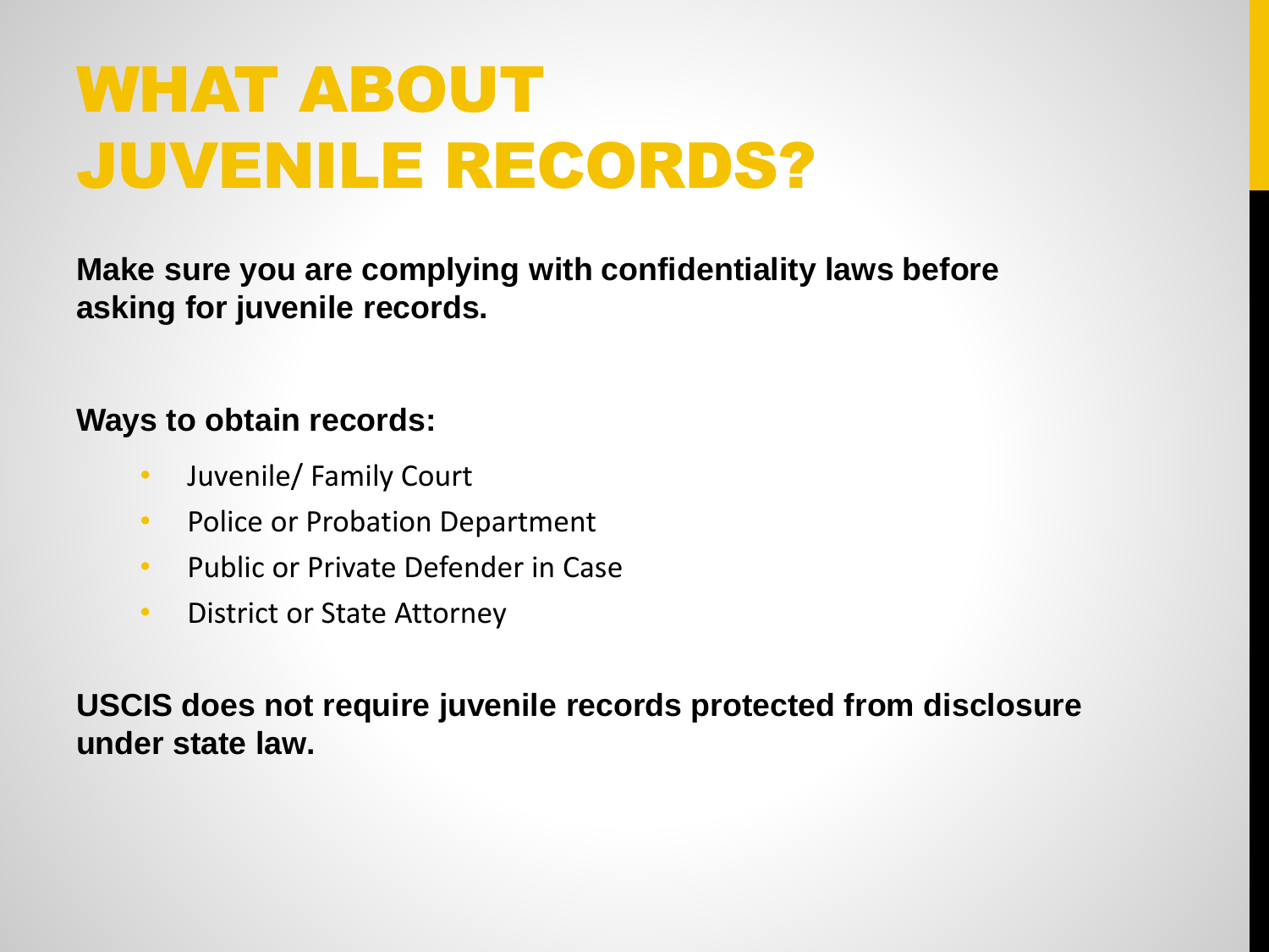# WHAT ABOUT JUVENILE RECORDS?

**Make sure you are complying with confidentiality laws before asking for juvenile records.**

**Ways to obtain records:**

- Juvenile/ Family Court
- Police or Probation Department
- Public or Private Defender in Case
- District or State Attorney

**USCIS does not require juvenile records protected from disclosure under state law.**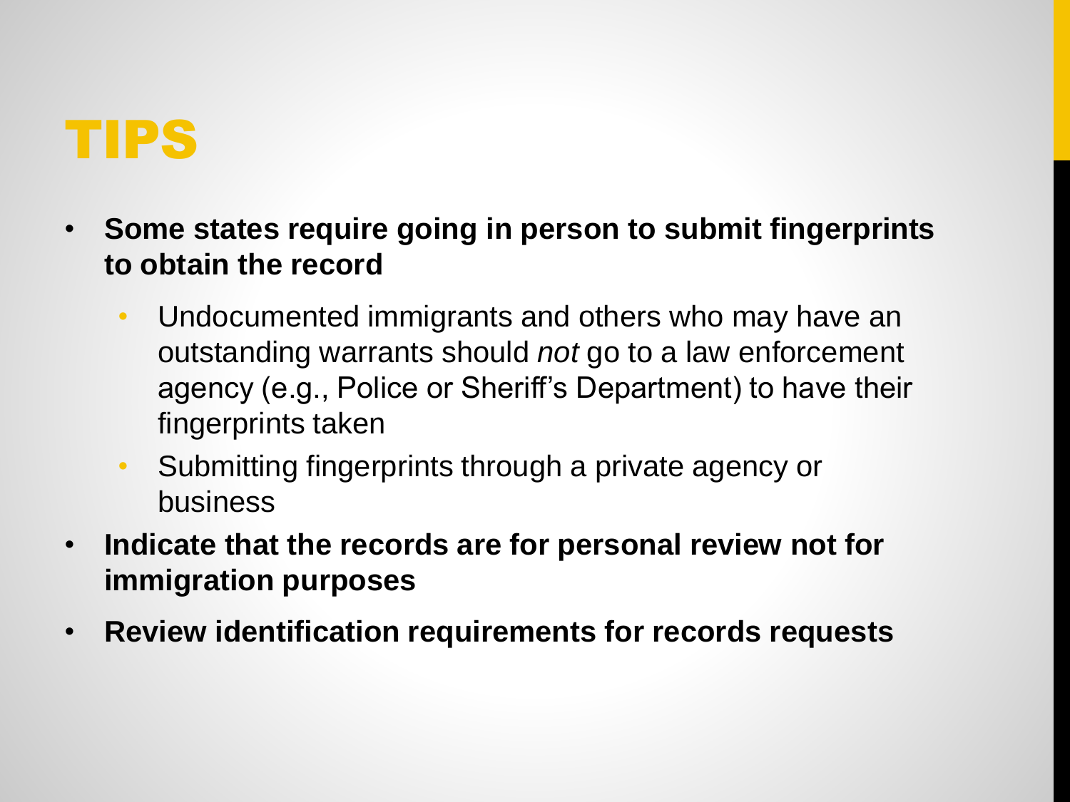# TIPS

- **Some states require going in person to submit fingerprints to obtain the record**
  - Undocumented immigrants and others who may have an outstanding warrants should *not* go to a law enforcement agency (e.g., Police or Sheriff's Department) to have their fingerprints taken
  - Submitting fingerprints through a private agency or business
- **Indicate that the records are for personal review not for immigration purposes**
- **Review identification requirements for records requests**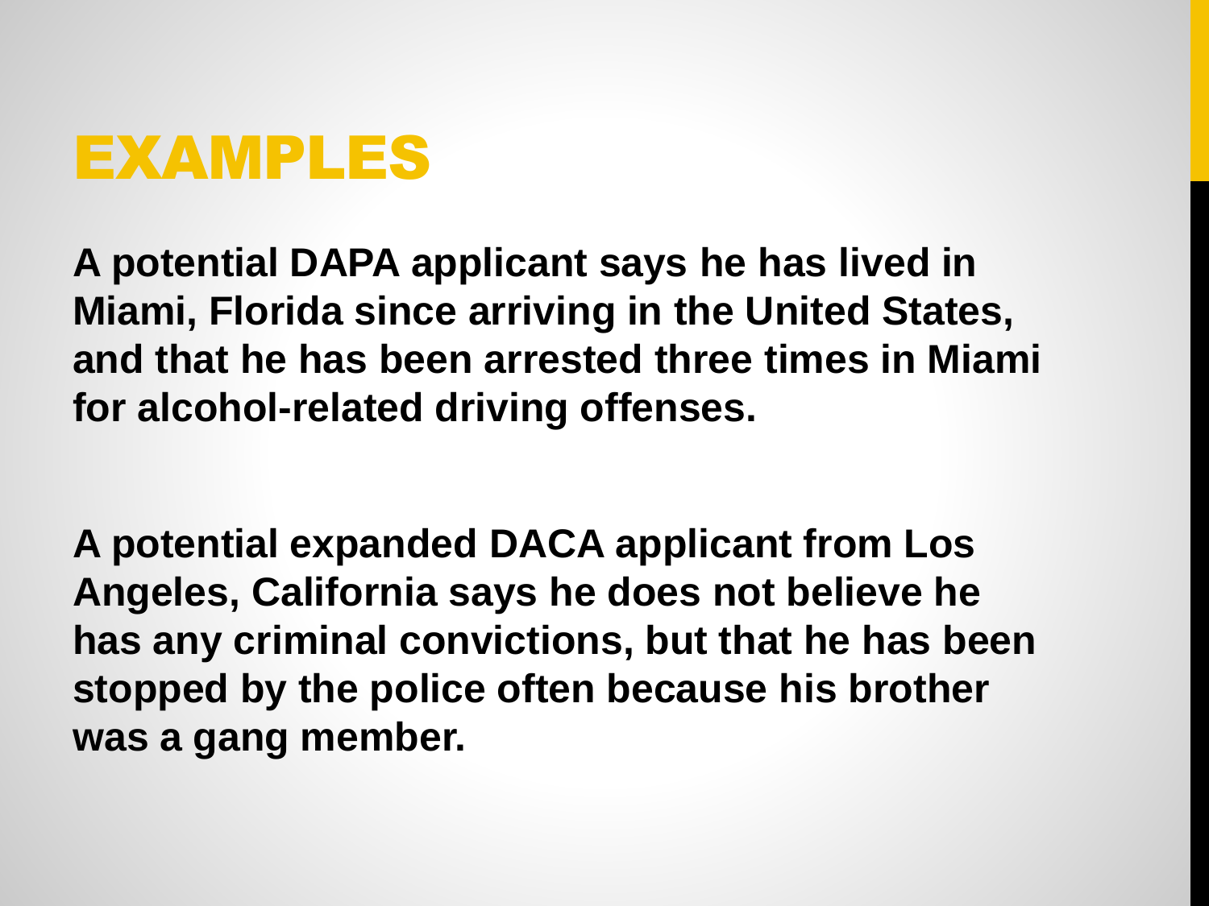# EXAMPLES

**A potential DAPA applicant says he has lived in Miami, Florida since arriving in the United States, and that he has been arrested three times in Miami for alcohol-related driving offenses.**

**A potential expanded DACA applicant from Los Angeles, California says he does not believe he has any criminal convictions, but that he has been stopped by the police often because his brother was a gang member.**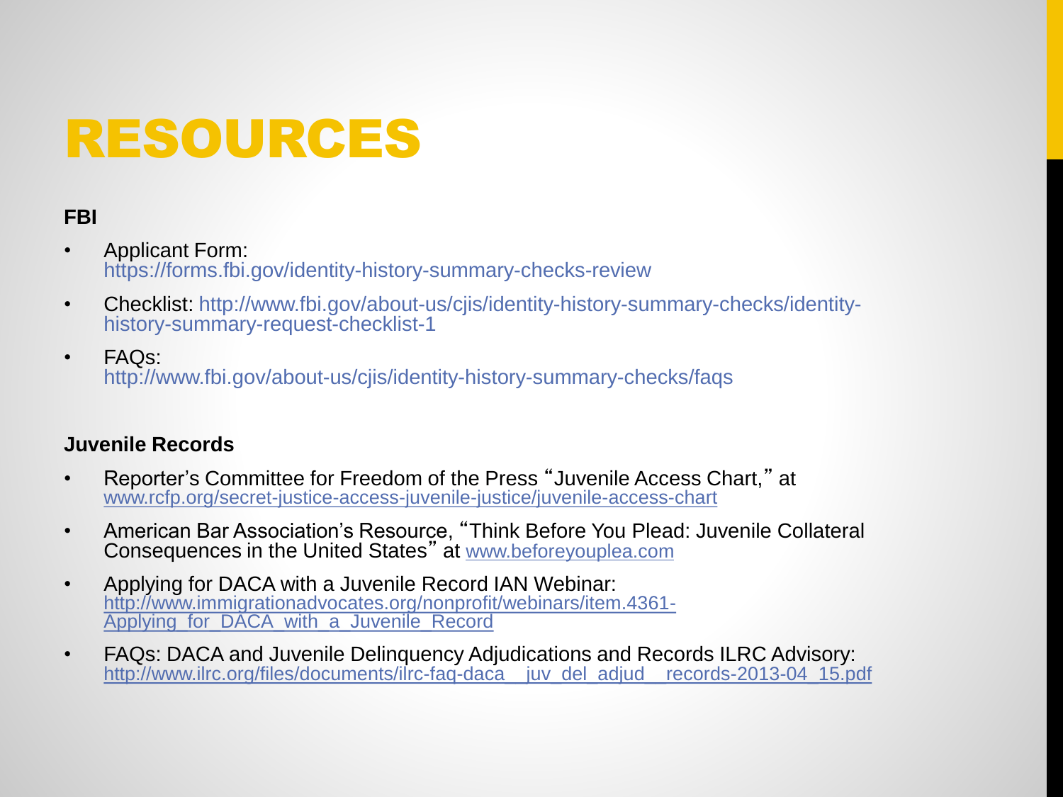# RESOURCES

**FBI**

- Applicant Form: https://forms.fbi.gov/identity-history-summary-checks-review
- Checklist: http://www.fbi.gov/about-us/cjis/identity-history-summary-checks/identity-history-summary-request-checklist-1
- FAQs: http://www.fbi.gov/about-us/cjis/identity-history-summary-checks/faqs

**Juvenile Records**

- Reporter's Committee for Freedom of the Press "Juvenile Access Chart," at www.rcfp.org/secret-justice-access-juvenile-justice/juvenile-access-chart
- American Bar Association's Resource, "Think Before You Plead: Juvenile Collateral Consequences in the United States" at www.beforeyouplea.com
- Applying for DACA with a Juvenile Record IAN Webinar: http://www.immigrationadvocates.org/nonprofit/webinars/item.4361-Applying_for_DACA_with_a_Juvenile_Record
- FAQs: DACA and Juvenile Delinquency Adjudications and Records ILRC Advisory: http://www.ilrc.org/files/documents/ilrc-faq-daca__juv_del_adjud__records-2013-04_15.pdf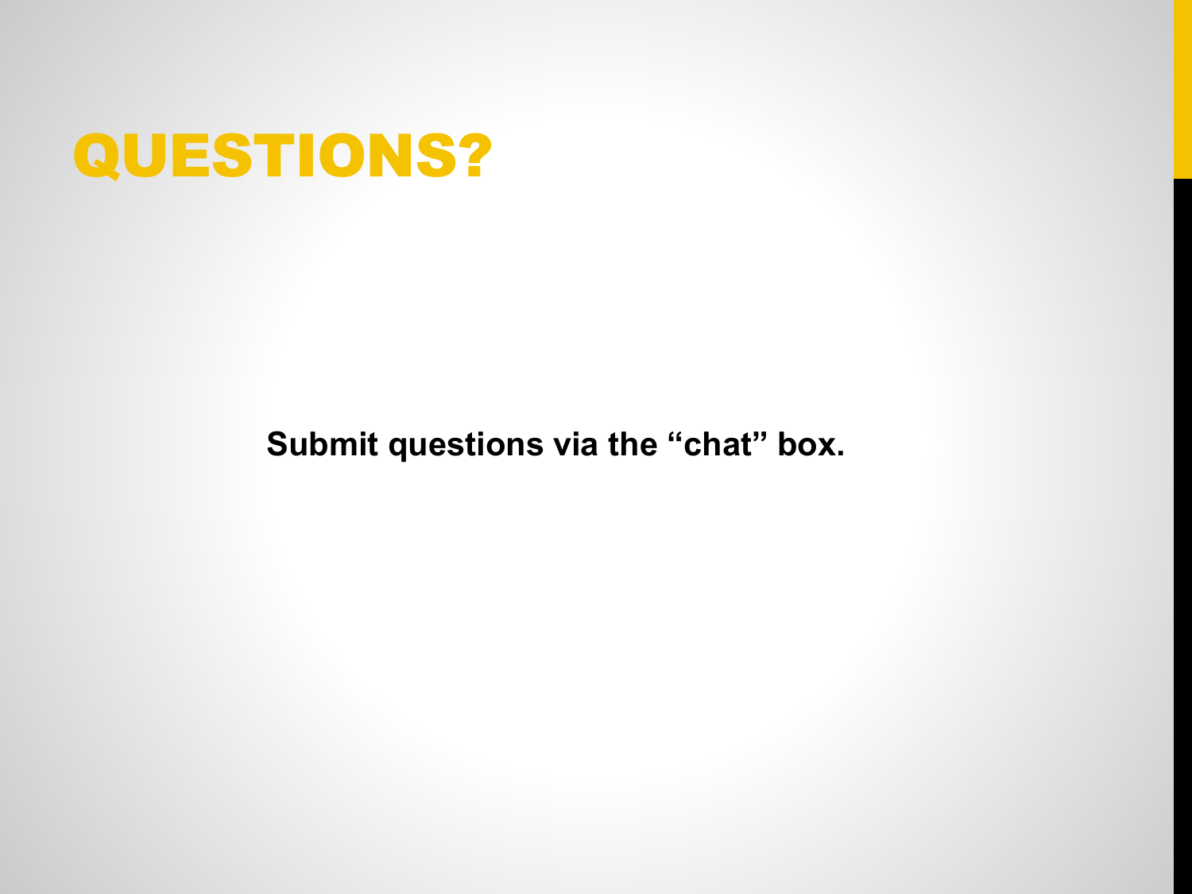# QUESTIONS?

**Submit questions via the “chat” box.**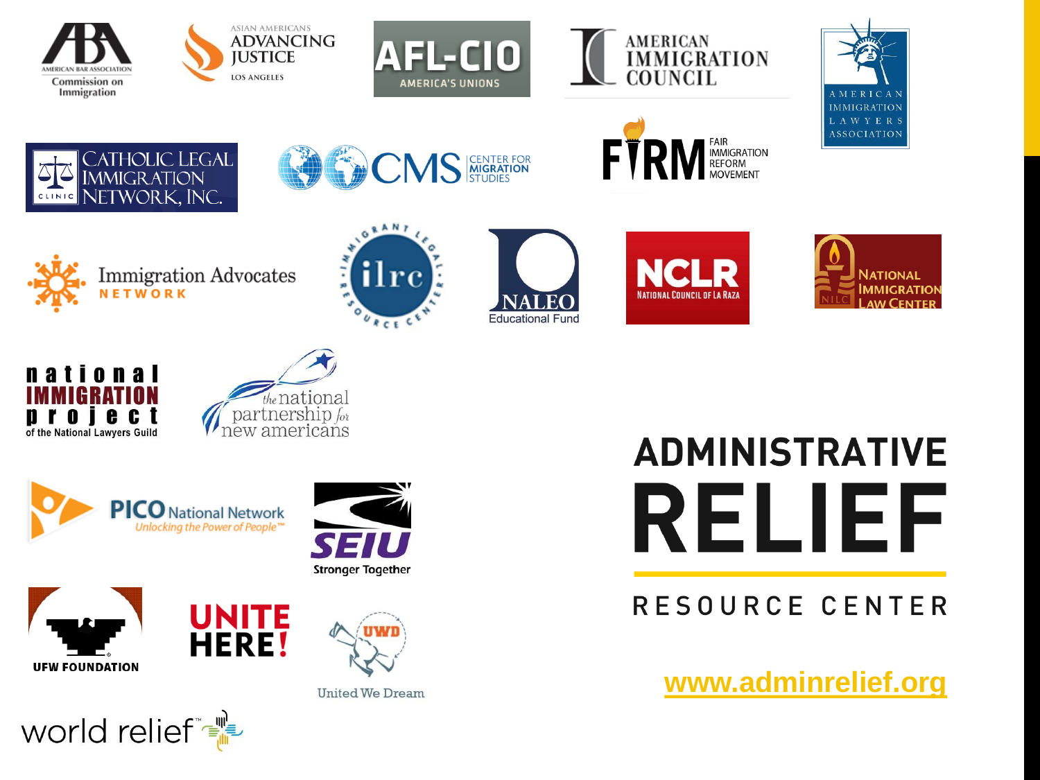American Bar Association Commission on Immigration

Asian Americans Advancing Justice Los Angeles

AFL-CIO America's Unions

American Immigration Council

American Immigration Lawyers Association

Catholic Legal Immigration Network, Inc.

CMS Center for Migration Studies

FIRM Fair Immigration Reform Movement

Immigration Advocates Network

ilrc Immigrant Legal Resource Center

NALEO Educational Fund

NCLR National Council of La Raza

National Immigration Law Center

national immigration project of the National Lawyers Guild

the national partnership for new americans

PICO National Network Unlocking the Power of People

SEIU Stronger Together

UFW Foundation

UNITE HERE!

UWD United We Dream

world relief

# ADMINISTRATIVE RELIEF

## RESOURCE CENTER

www.adminrelief.org